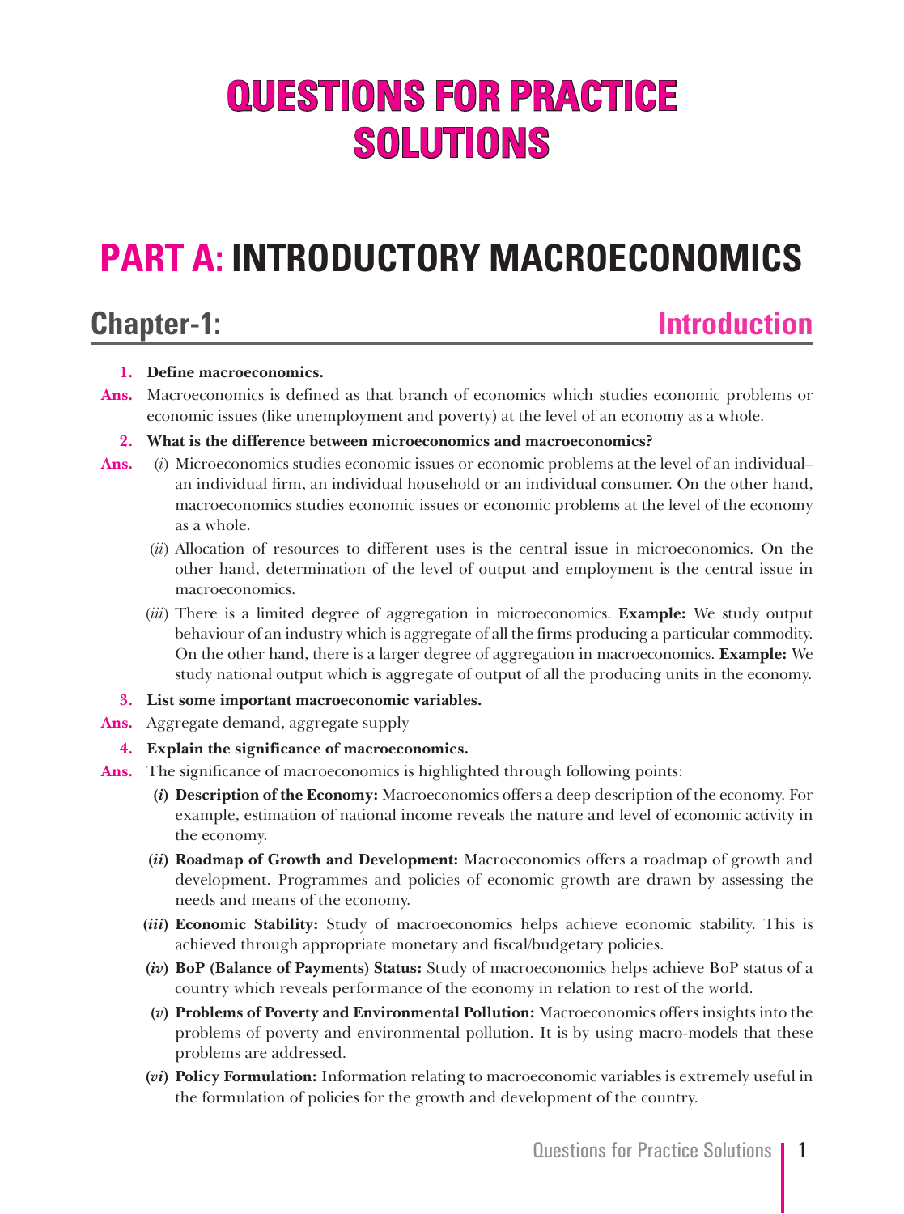# QUESTIONS FOR PRACTICE SOLUTIONS

# PART A: INTRODUCTORY MACROECONOMICS

## Chapter-1: Introduction

**1. Define macroeconomics.**

**Ans.** Macroeconomics is defined as that branch of economics which studies economic problems or economic issues (like unemployment and poverty) at the level of an economy as a whole.

**2. What is the difference between microeconomics and macroeconomics?**

**Ans.** (*i*) Microeconomics studies economic issues or economic problems at the level of an individual– an individual firm, an individual household or an individual consumer. On the other hand, macroeconomics studies economic issues or economic problems at the level of the economy as a whole.

(*ii*) Allocation of resources to different uses is the central issue in microeconomics. On the other hand, determination of the level of output and employment is the central issue in macroeconomics.

(*iii*) There is a limited degree of aggregation in microeconomics. **Example:** We study output behaviour of an industry which is aggregate of all the firms producing a particular commodity. On the other hand, there is a larger degree of aggregation in macroeconomics. **Example:** We study national output which is aggregate of output of all the producing units in the economy.

**3. List some important macroeconomic variables.**

**Ans.** Aggregate demand, aggregate supply

**4. Explain the significance of macroeconomics.**

**Ans.** The significance of macroeconomics is highlighted through following points:

(*i*) **Description of the Economy:** Macroeconomics offers a deep description of the economy. For example, estimation of national income reveals the nature and level of economic activity in the economy.

(*ii*) **Roadmap of Growth and Development:** Macroeconomics offers a roadmap of growth and development. Programmes and policies of economic growth are drawn by assessing the needs and means of the economy.

(*iii*) **Economic Stability:** Study of macroeconomics helps achieve economic stability. This is achieved through appropriate monetary and fiscal/budgetary policies.

(*iv*) **BoP (Balance of Payments) Status:** Study of macroeconomics helps achieve BoP status of a country which reveals performance of the economy in relation to rest of the world.

(*v*) **Problems of Poverty and Environmental Pollution:** Macroeconomics offers insights into the problems of poverty and environmental pollution. It is by using macro-models that these problems are addressed.

(*vi*) **Policy Formulation:** Information relating to macroeconomic variables is extremely useful in the formulation of policies for the growth and development of the country.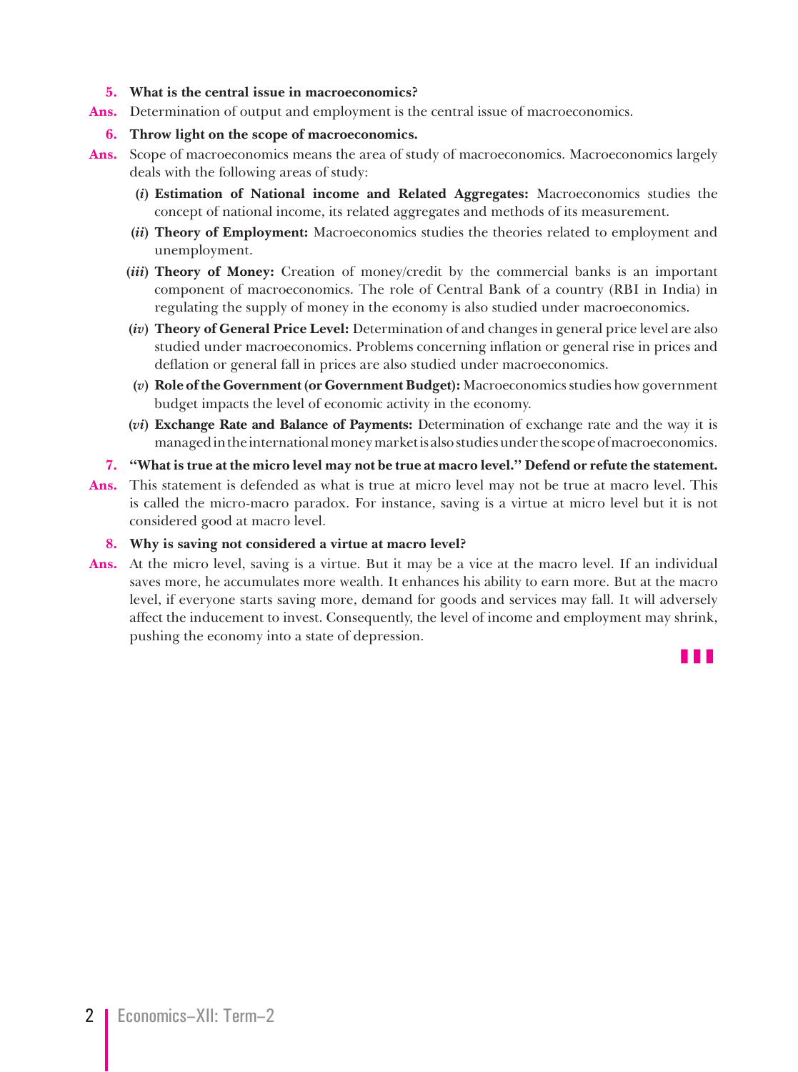**5. What is the central issue in macroeconomics?**

**Ans.** Determination of output and employment is the central issue of macroeconomics.

**6. Throw light on the scope of macroeconomics.**

**Ans.** Scope of macroeconomics means the area of study of macroeconomics. Macroeconomics largely deals with the following areas of study:

(*i*) **Estimation of National income and Related Aggregates:** Macroeconomics studies the concept of national income, its related aggregates and methods of its measurement.

(*ii*) **Theory of Employment:** Macroeconomics studies the theories related to employment and unemployment.

(*iii*) **Theory of Money:** Creation of money/credit by the commercial banks is an important component of macroeconomics. The role of Central Bank of a country (RBI in India) in regulating the supply of money in the economy is also studied under macroeconomics.

(*iv*) **Theory of General Price Level:** Determination of and changes in general price level are also studied under macroeconomics. Problems concerning inflation or general rise in prices and deflation or general fall in prices are also studied under macroeconomics.

(*v*) **Role of the Government (or Government Budget):** Macroeconomics studies how government budget impacts the level of economic activity in the economy.

(*vi*) **Exchange Rate and Balance of Payments:** Determination of exchange rate and the way it is managed in the international money market is also studies under the scope of macroeconomics.

**7. "What is true at the micro level may not be true at macro level." Defend or refute the statement.**

**Ans.** This statement is defended as what is true at micro level may not be true at macro level. This is called the micro-macro paradox. For instance, saving is a virtue at micro level but it is not considered good at macro level.

**8. Why is saving not considered a virtue at macro level?**

**Ans.** At the micro level, saving is a virtue. But it may be a vice at the macro level. If an individual saves more, he accumulates more wealth. It enhances his ability to earn more. But at the macro level, if everyone starts saving more, demand for goods and services may fall. It will adversely affect the inducement to invest. Consequently, the level of income and employment may shrink, pushing the economy into a state of depression.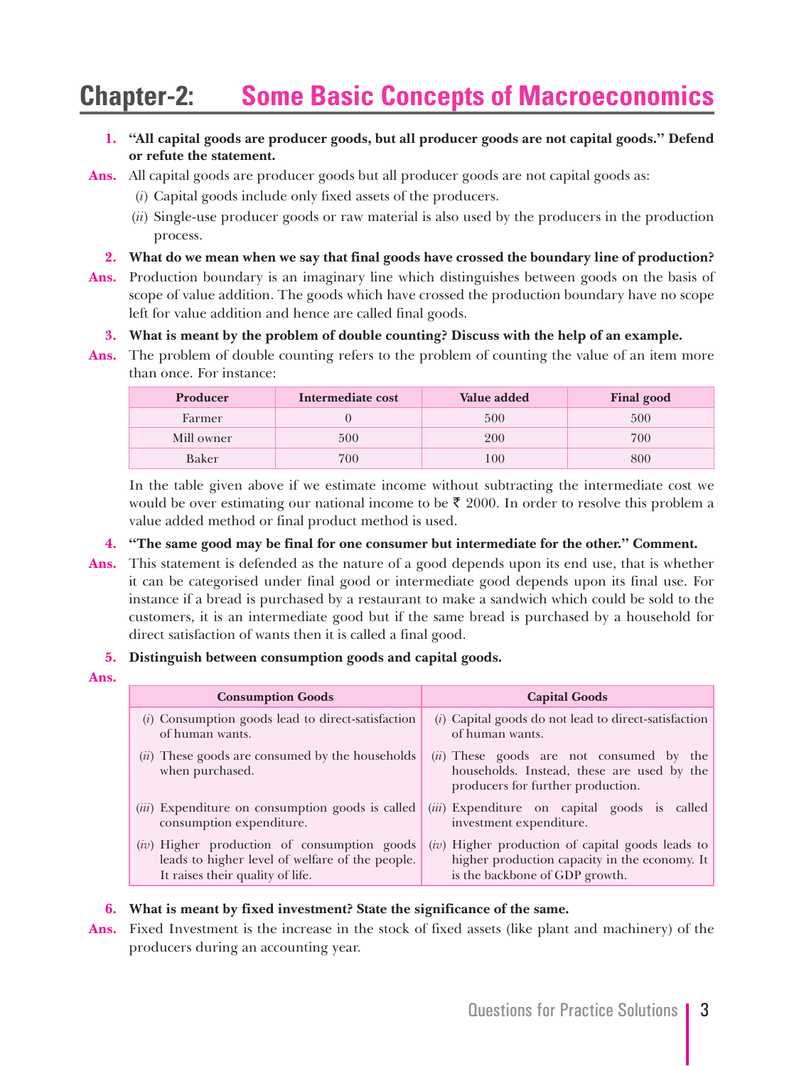# Chapter-2: Some Basic Concepts of Macroeconomics

**1. "All capital goods are producer goods, but all producer goods are not capital goods." Defend or refute the statement.**

**Ans.** All capital goods are producer goods but all producer goods are not capital goods as:

(*i*) Capital goods include only fixed assets of the producers.

(*ii*) Single-use producer goods or raw material is also used by the producers in the production process.

**2. What do we mean when we say that final goods have crossed the boundary line of production?**

**Ans.** Production boundary is an imaginary line which distinguishes between goods on the basis of scope of value addition. The goods which have crossed the production boundary have no scope left for value addition and hence are called final goods.

**3. What is meant by the problem of double counting? Discuss with the help of an example.**

**Ans.** The problem of double counting refers to the problem of counting the value of an item more than once. For instance:

| Producer | Intermediate cost | Value added | Final good |
|---|---|---|---|
| Farmer | 0 | 500 | 500 |
| Mill owner | 500 | 200 | 700 |
| Baker | 700 | 100 | 800 |

In the table given above if we estimate income without subtracting the intermediate cost we would be over estimating our national income to be ₹ 2000. In order to resolve this problem a value added method or final product method is used.

**4. "The same good may be final for one consumer but intermediate for the other." Comment.**

**Ans.** This statement is defended as the nature of a good depends upon its end use, that is whether it can be categorised under final good or intermediate good depends upon its final use. For instance if a bread is purchased by a restaurant to make a sandwich which could be sold to the customers, it is an intermediate good but if the same bread is purchased by a household for direct satisfaction of wants then it is called a final good.

**5. Distinguish between consumption goods and capital goods.**

**Ans.**

| Consumption Goods | Capital Goods |
|---|---|
| (*i*) Consumption goods lead to direct-satisfaction of human wants. | (*i*) Capital goods do not lead to direct-satisfaction of human wants. |
| (*ii*) These goods are consumed by the households when purchased. | (*ii*) These goods are not consumed by the households. Instead, these are used by the producers for further production. |
| (*iii*) Expenditure on consumption goods is called consumption expenditure. | (*iii*) Expenditure on capital goods is called investment expenditure. |
| (*iv*) Higher production of consumption goods leads to higher level of welfare of the people. It raises their quality of life. | (*iv*) Higher production of capital goods leads to higher production capacity in the economy. It is the backbone of GDP growth. |

**6. What is meant by fixed investment? State the significance of the same.**

**Ans.** Fixed Investment is the increase in the stock of fixed assets (like plant and machinery) of the producers during an accounting year.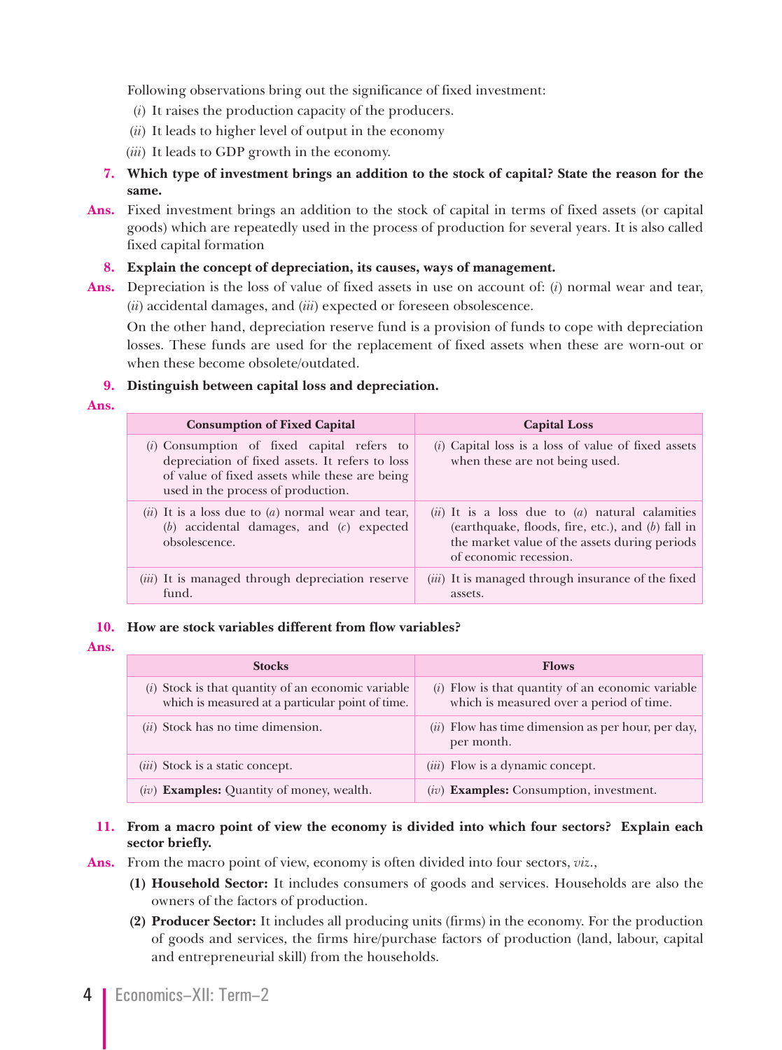Following observations bring out the significance of fixed investment:

(*i*) It raises the production capacity of the producers.

(*ii*) It leads to higher level of output in the economy

(*iii*) It leads to GDP growth in the economy.

**7. Which type of investment brings an addition to the stock of capital? State the reason for the same.**

**Ans.** Fixed investment brings an addition to the stock of capital in terms of fixed assets (or capital goods) which are repeatedly used in the process of production for several years. It is also called fixed capital formation

**8. Explain the concept of depreciation, its causes, ways of management.**

**Ans.** Depreciation is the loss of value of fixed assets in use on account of: (*i*) normal wear and tear, (*ii*) accidental damages, and (*iii*) expected or foreseen obsolescence.

On the other hand, depreciation reserve fund is a provision of funds to cope with depreciation losses. These funds are used for the replacement of fixed assets when these are worn-out or when these become obsolete/outdated.

**9. Distinguish between capital loss and depreciation.**

**Ans.**

| Consumption of Fixed Capital | Capital Loss |
| --- | --- |
| (*i*) Consumption of fixed capital refers to depreciation of fixed assets. It refers to loss of value of fixed assets while these are being used in the process of production. | (*i*) Capital loss is a loss of value of fixed assets when these are not being used. |
| (*ii*) It is a loss due to (*a*) normal wear and tear, (*b*) accidental damages, and (*c*) expected obsolescence. | (*ii*) It is a loss due to (*a*) natural calamities (earthquake, floods, fire, etc.), and (*b*) fall in the market value of the assets during periods of economic recession. |
| (*iii*) It is managed through depreciation reserve fund. | (*iii*) It is managed through insurance of the fixed assets. |

**10. How are stock variables different from flow variables?**

**Ans.**

| Stocks | Flows |
| --- | --- |
| (*i*) Stock is that quantity of an economic variable which is measured at a particular point of time. | (*i*) Flow is that quantity of an economic variable which is measured over a period of time. |
| (*ii*) Stock has no time dimension. | (*ii*) Flow has time dimension as per hour, per day, per month. |
| (*iii*) Stock is a static concept. | (*iii*) Flow is a dynamic concept. |
| (*iv*) **Examples:** Quantity of money, wealth. | (*iv*) **Examples:** Consumption, investment. |

**11. From a macro point of view the economy is divided into which four sectors? Explain each sector briefly.**

**Ans.** From the macro point of view, economy is often divided into four sectors, *viz.*,

**(1) Household Sector:** It includes consumers of goods and services. Households are also the owners of the factors of production.

**(2) Producer Sector:** It includes all producing units (firms) in the economy. For the production of goods and services, the firms hire/purchase factors of production (land, labour, capital and entrepreneurial skill) from the households.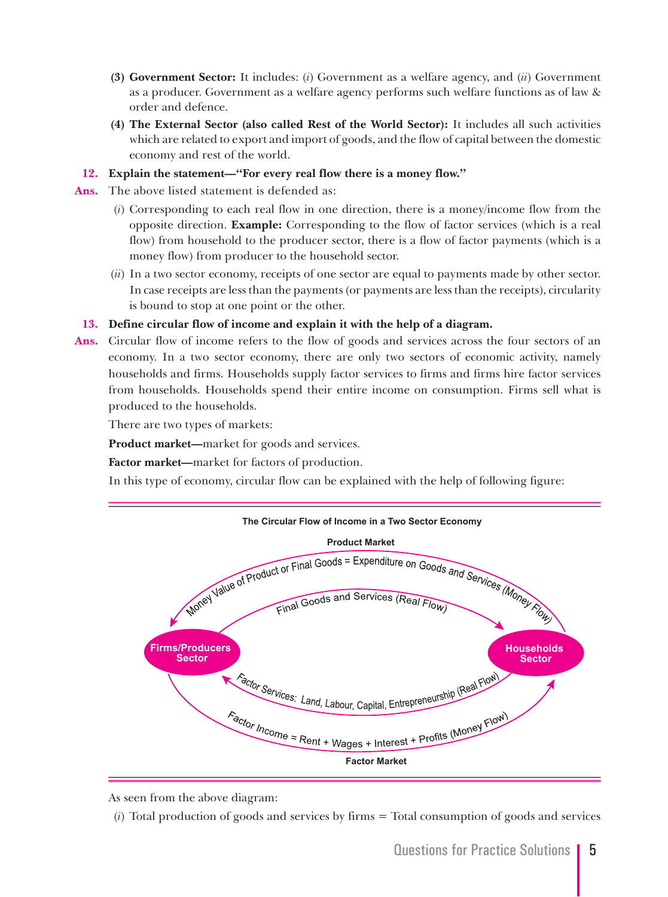**(3) Government Sector:** It includes: (*i*) Government as a welfare agency, and (*ii*) Government as a producer. Government as a welfare agency performs such welfare functions as of law & order and defence.

**(4) The External Sector (also called Rest of the World Sector):** It includes all such activities which are related to export and import of goods, and the flow of capital between the domestic economy and rest of the world.

**12. Explain the statement—"For every real flow there is a money flow."**

**Ans.** The above listed statement is defended as:

(*i*) Corresponding to each real flow in one direction, there is a money/income flow from the opposite direction. **Example:** Corresponding to the flow of factor services (which is a real flow) from household to the producer sector, there is a flow of factor payments (which is a money flow) from producer to the household sector.

(*ii*) In a two sector economy, receipts of one sector are equal to payments made by other sector. In case receipts are less than the payments (or payments are less than the receipts), circularity is bound to stop at one point or the other.

**13. Define circular flow of income and explain it with the help of a diagram.**

**Ans.** Circular flow of income refers to the flow of goods and services across the four sectors of an economy. In a two sector economy, there are only two sectors of economic activity, namely households and firms. Households supply factor services to firms and firms hire factor services from households. Households spend their entire income on consumption. Firms sell what is produced to the households.

There are two types of markets:

**Product market—**market for goods and services.

**Factor market—**market for factors of production.

In this type of economy, circular flow can be explained with the help of following figure:

**The Circular Flow of Income in a Two Sector Economy**

Product Market

Money Value of Product or Final Goods = Expenditure on Goods and Services (Money Flow)

Final Goods and Services (Real Flow)

Firms/Producers Sector

Households Sector

Factor Services: Land, Labour, Capital, Entrepreneurship (Real Flow)

Factor Income = Rent + Wages + Interest + Profits (Money Flow)

Factor Market

As seen from the above diagram:

(*i*) Total production of goods and services by firms = Total consumption of goods and services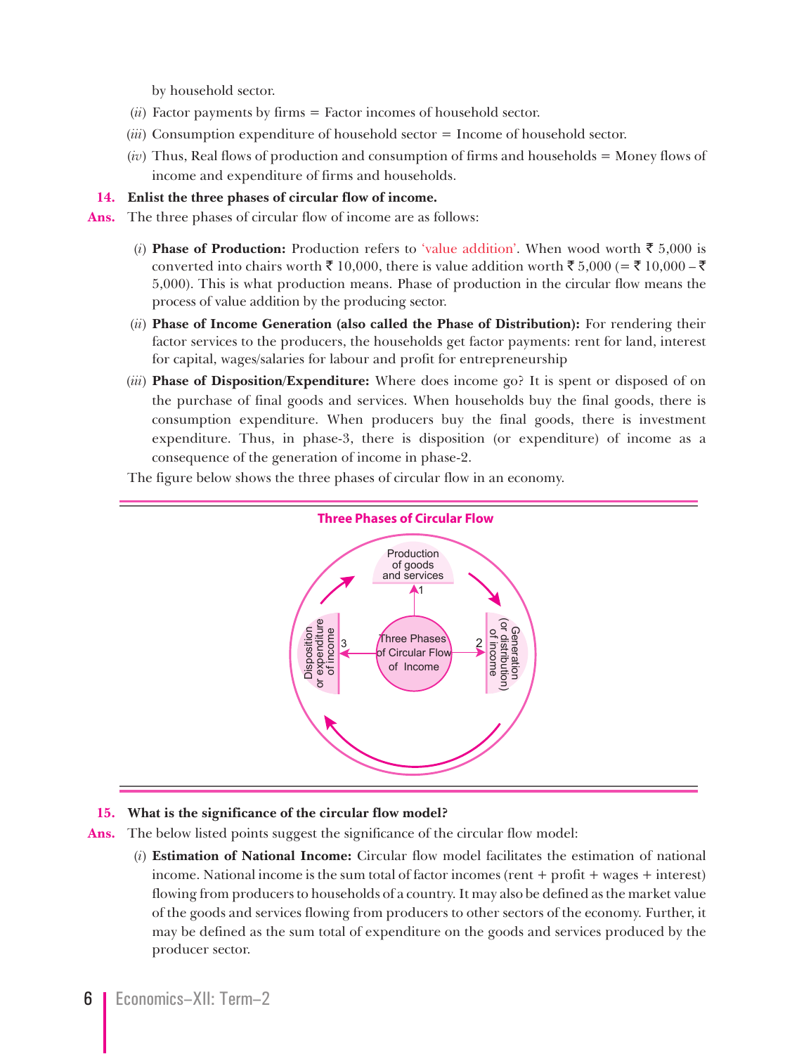by household sector.

(*ii*) Factor payments by firms = Factor incomes of household sector.

(*iii*) Consumption expenditure of household sector = Income of household sector.

(*iv*) Thus, Real flows of production and consumption of firms and households = Money flows of income and expenditure of firms and households.

**14. Enlist the three phases of circular flow of income.**

**Ans.** The three phases of circular flow of income are as follows:

(*i*) **Phase of Production:** Production refers to 'value addition'. When wood worth ₹ 5,000 is converted into chairs worth ₹ 10,000, there is value addition worth ₹ 5,000 (= ₹ 10,000 – ₹ 5,000). This is what production means. Phase of production in the circular flow means the process of value addition by the producing sector.

(*ii*) **Phase of Income Generation (also called the Phase of Distribution):** For rendering their factor services to the producers, the households get factor payments: rent for land, interest for capital, wages/salaries for labour and profit for entrepreneurship

(*iii*) **Phase of Disposition/Expenditure:** Where does income go? It is spent or disposed of on the purchase of final goods and services. When households buy the final goods, there is consumption expenditure. When producers buy the final goods, there is investment expenditure. Thus, in phase-3, there is disposition (or expenditure) of income as a consequence of the generation of income in phase-2.

The figure below shows the three phases of circular flow in an economy.

**Three Phases of Circular Flow**

Three Phases of Circular Flow of Income: 1 Production of goods and services; 2 Generation (or distribution) of income; 3 Disposition or expenditure of income

**15. What is the significance of the circular flow model?**

**Ans.** The below listed points suggest the significance of the circular flow model:

(*i*) **Estimation of National Income:** Circular flow model facilitates the estimation of national income. National income is the sum total of factor incomes (rent + profit + wages + interest) flowing from producers to households of a country. It may also be defined as the market value of the goods and services flowing from producers to other sectors of the economy. Further, it may be defined as the sum total of expenditure on the goods and services produced by the producer sector.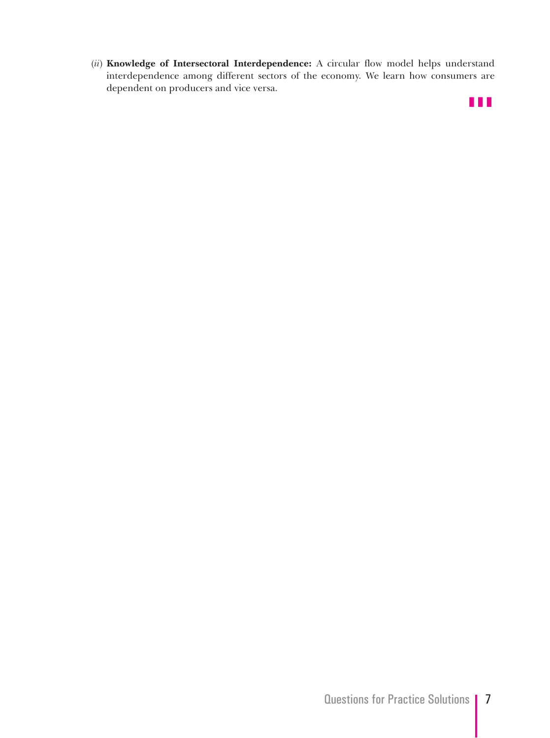(*ii*) **Knowledge of Intersectoral Interdependence:** A circular flow model helps understand interdependence among different sectors of the economy. We learn how consumers are dependent on producers and vice versa.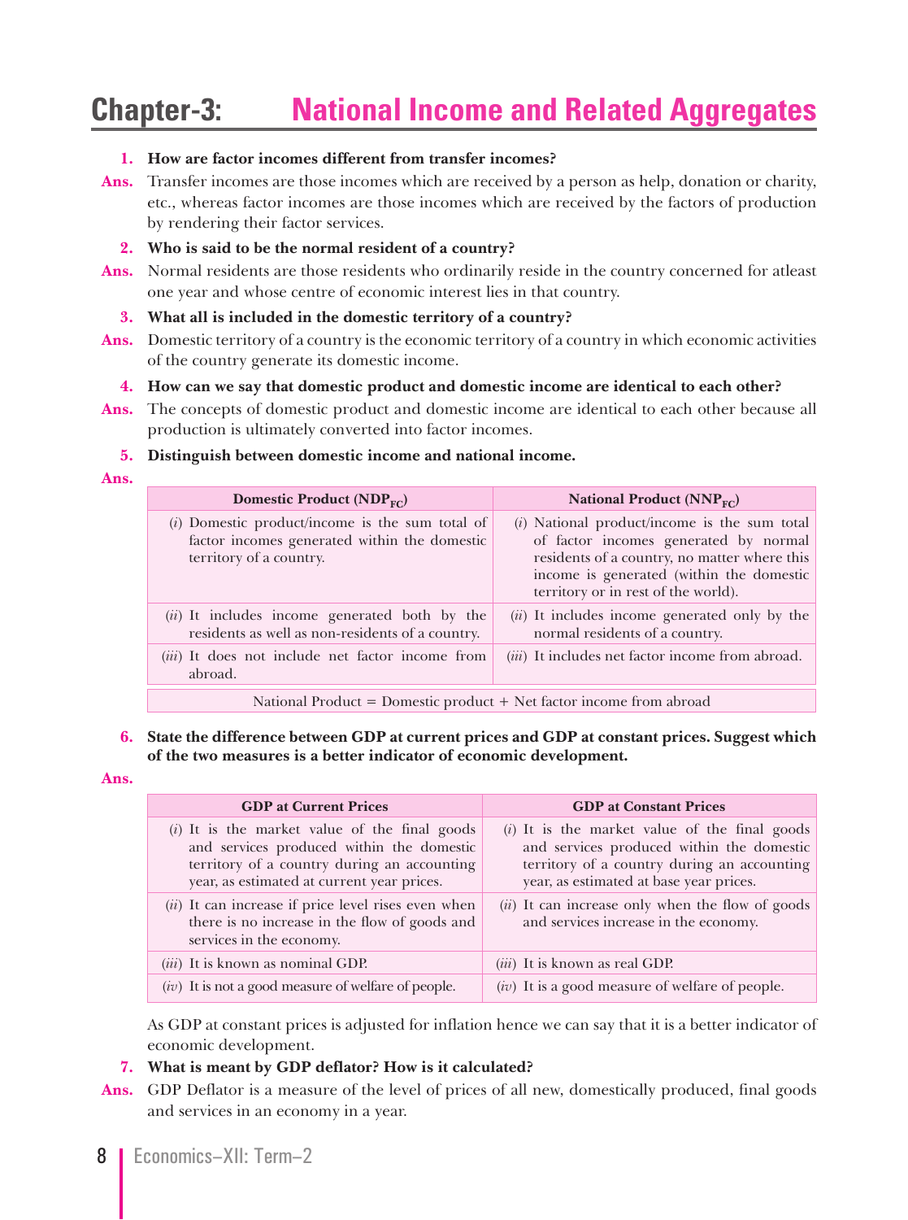# Chapter-3: National Income and Related Aggregates

**1. How are factor incomes different from transfer incomes?**

**Ans.** Transfer incomes are those incomes which are received by a person as help, donation or charity, etc., whereas factor incomes are those incomes which are received by the factors of production by rendering their factor services.

**2. Who is said to be the normal resident of a country?**

**Ans.** Normal residents are those residents who ordinarily reside in the country concerned for atleast one year and whose centre of economic interest lies in that country.

**3. What all is included in the domestic territory of a country?**

**Ans.** Domestic territory of a country is the economic territory of a country in which economic activities of the country generate its domestic income.

**4. How can we say that domestic product and domestic income are identical to each other?**

**Ans.** The concepts of domestic product and domestic income are identical to each other because all production is ultimately converted into factor incomes.

**5. Distinguish between domestic income and national income.**

**Ans.**

| Domestic Product ($NDP_{FC}$) | National Product ($NNP_{FC}$) |
|---|---|
| (*i*) Domestic product/income is the sum total of factor incomes generated within the domestic territory of a country. | (*i*) National product/income is the sum total of factor incomes generated by normal residents of a country, no matter where this income is generated (within the domestic territory or in rest of the world). |
| (*ii*) It includes income generated both by the residents as well as non-residents of a country. | (*ii*) It includes income generated only by the normal residents of a country. |
| (*iii*) It does not include net factor income from abroad. | (*iii*) It includes net factor income from abroad. |

National Product = Domestic product + Net factor income from abroad

**6. State the difference between GDP at current prices and GDP at constant prices. Suggest which of the two measures is a better indicator of economic development.**

**Ans.**

| GDP at Current Prices | GDP at Constant Prices |
|---|---|
| (*i*) It is the market value of the final goods and services produced within the domestic territory of a country during an accounting year, as estimated at current year prices. | (*i*) It is the market value of the final goods and services produced within the domestic territory of a country during an accounting year, as estimated at base year prices. |
| (*ii*) It can increase if price level rises even when there is no increase in the flow of goods and services in the economy. | (*ii*) It can increase only when the flow of goods and services increase in the economy. |
| (*iii*) It is known as nominal GDP. | (*iii*) It is known as real GDP. |
| (*iv*) It is not a good measure of welfare of people. | (*iv*) It is a good measure of welfare of people. |

As GDP at constant prices is adjusted for inflation hence we can say that it is a better indicator of economic development.

**7. What is meant by GDP deflator? How is it calculated?**

**Ans.** GDP Deflator is a measure of the level of prices of all new, domestically produced, final goods and services in an economy in a year.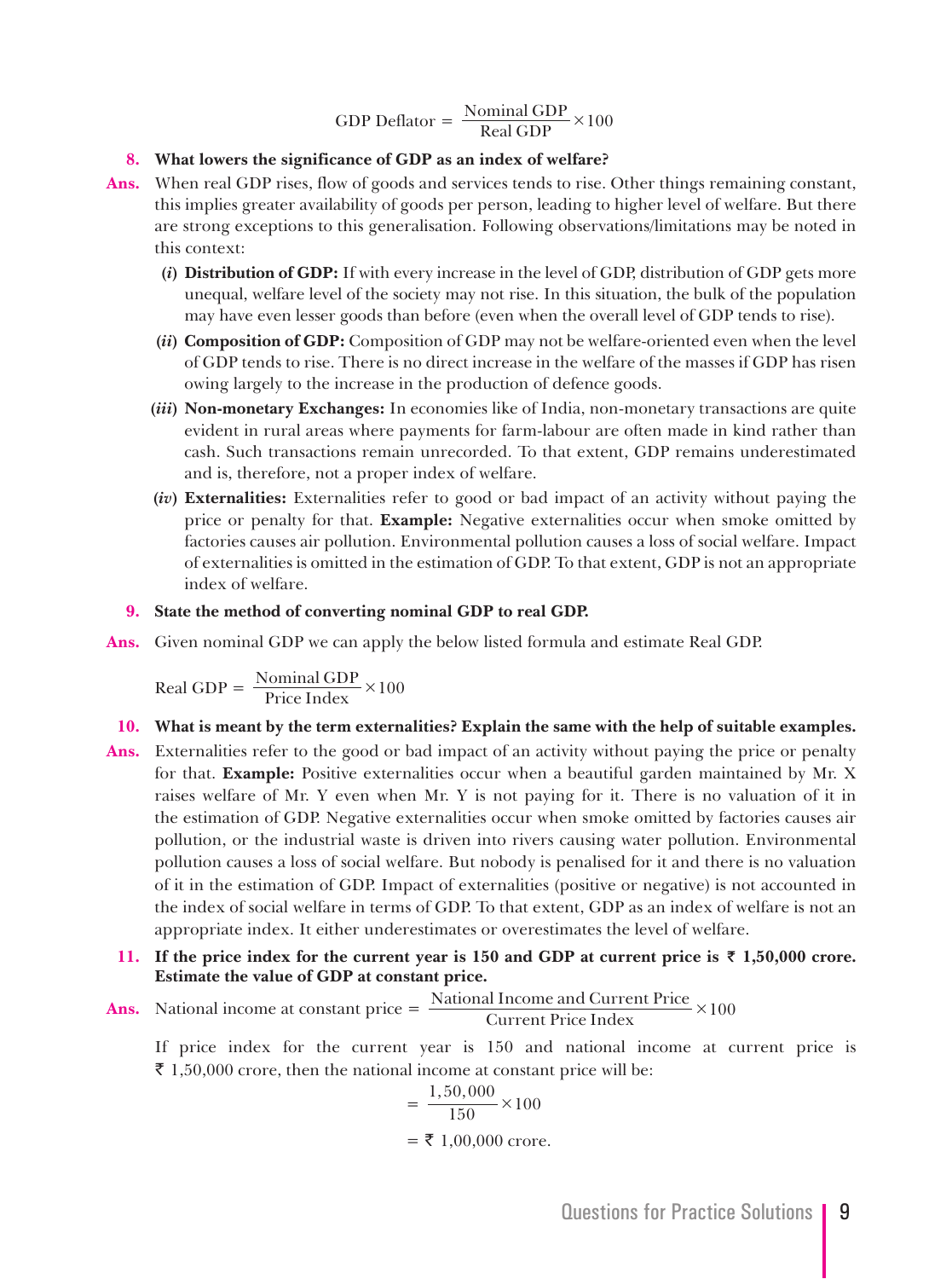$$\text{GDP Deflator} = \frac{\text{Nominal GDP}}{\text{Real GDP}} \times 100$$

**8. What lowers the significance of GDP as an index of welfare?**

**Ans.** When real GDP rises, flow of goods and services tends to rise. Other things remaining constant, this implies greater availability of goods per person, leading to higher level of welfare. But there are strong exceptions to this generalisation. Following observations/limitations may be noted in this context:

(*i*) **Distribution of GDP:** If with every increase in the level of GDP, distribution of GDP gets more unequal, welfare level of the society may not rise. In this situation, the bulk of the population may have even lesser goods than before (even when the overall level of GDP tends to rise).

(*ii*) **Composition of GDP:** Composition of GDP may not be welfare-oriented even when the level of GDP tends to rise. There is no direct increase in the welfare of the masses if GDP has risen owing largely to the increase in the production of defence goods.

(*iii*) **Non-monetary Exchanges:** In economies like of India, non-monetary transactions are quite evident in rural areas where payments for farm-labour are often made in kind rather than cash. Such transactions remain unrecorded. To that extent, GDP remains underestimated and is, therefore, not a proper index of welfare.

(*iv*) **Externalities:** Externalities refer to good or bad impact of an activity without paying the price or penalty for that. **Example:** Negative externalities occur when smoke omitted by factories causes air pollution. Environmental pollution causes a loss of social welfare. Impact of externalities is omitted in the estimation of GDP. To that extent, GDP is not an appropriate index of welfare.

**9. State the method of converting nominal GDP to real GDP.**

**Ans.** Given nominal GDP we can apply the below listed formula and estimate Real GDP.

$$\text{Real GDP} = \frac{\text{Nominal GDP}}{\text{Price Index}} \times 100$$

**10. What is meant by the term externalities? Explain the same with the help of suitable examples.**

**Ans.** Externalities refer to the good or bad impact of an activity without paying the price or penalty for that. **Example:** Positive externalities occur when a beautiful garden maintained by Mr. X raises welfare of Mr. Y even when Mr. Y is not paying for it. There is no valuation of it in the estimation of GDP. Negative externalities occur when smoke omitted by factories causes air pollution, or the industrial waste is driven into rivers causing water pollution. Environmental pollution causes a loss of social welfare. But nobody is penalised for it and there is no valuation of it in the estimation of GDP. Impact of externalities (positive or negative) is not accounted in the index of social welfare in terms of GDP. To that extent, GDP as an index of welfare is not an appropriate index. It either underestimates or overestimates the level of welfare.

**11. If the price index for the current year is 150 and GDP at current price is ₹ 1,50,000 crore. Estimate the value of GDP at constant price.**

**Ans.** $\text{National income at constant price} = \dfrac{\text{National Income and Current Price}}{\text{Current Price Index}} \times 100$

If price index for the current year is 150 and national income at current price is ₹ 1,50,000 crore, then the national income at constant price will be:

$$= \frac{1,50,000}{150} \times 100$$

$$= ₹\ 1,00,000 \text{ crore.}$$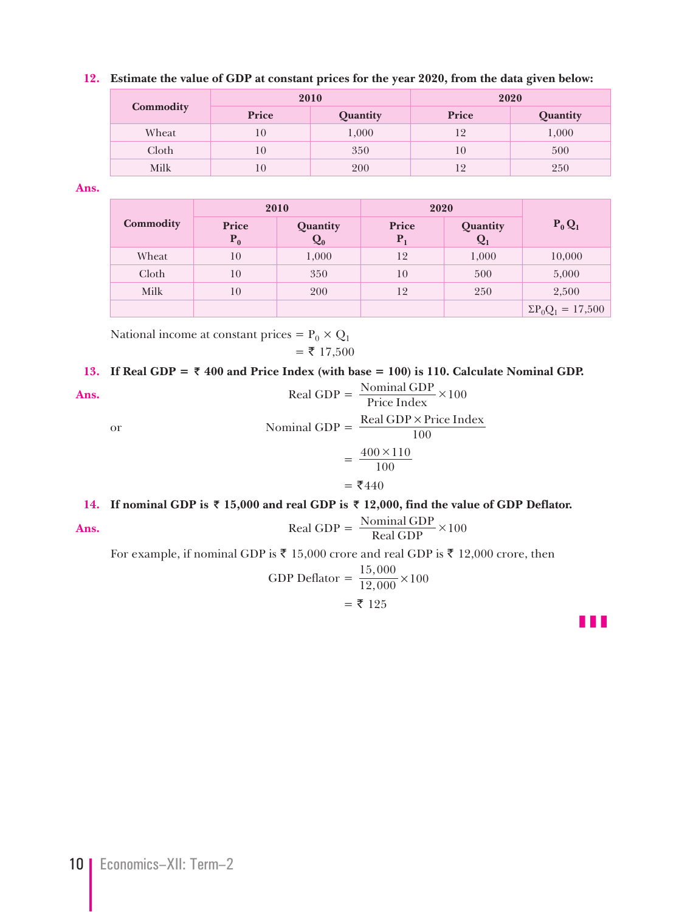**12. Estimate the value of GDP at constant prices for the year 2020, from the data given below:**

| Commodity | 2010 | | 2020 | |
|---|---|---|---|---|
| | Price | Quantity | Price | Quantity |
| Wheat | 10 | 1,000 | 12 | 1,000 |
| Cloth | 10 | 350 | 10 | 500 |
| Milk | 10 | 200 | 12 | 250 |

**Ans.**

| Commodity | 2010 | | 2020 | | $P_0 Q_1$ |
|---|---|---|---|---|---|
| | Price $P_0$ | Quantity $Q_0$ | Price $P_1$ | Quantity $Q_1$ | |
| Wheat | 10 | 1,000 | 12 | 1,000 | 10,000 |
| Cloth | 10 | 350 | 10 | 500 | 5,000 |
| Milk | 10 | 200 | 12 | 250 | 2,500 |
| | | | | | $\Sigma P_0 Q_1 = 17{,}500$ |

National income at constant prices $= P_0 \times Q_1$

$= ₹\ 17{,}500$

**13. If Real GDP = ₹ 400 and Price Index (with base = 100) is 110. Calculate Nominal GDP.**

**Ans.**

$$\text{Real GDP} = \frac{\text{Nominal GDP}}{\text{Price Index}} \times 100$$

or

$$\text{Nominal GDP} = \frac{\text{Real GDP} \times \text{Price Index}}{100}$$

$$= \frac{400 \times 110}{100}$$

$$= ₹440$$

**14. If nominal GDP is ₹ 15,000 and real GDP is ₹ 12,000, find the value of GDP Deflator.**

**Ans.**

$$\text{Real GDP} = \frac{\text{Nominal GDP}}{\text{Real GDP}} \times 100$$

For example, if nominal GDP is ₹ 15,000 crore and real GDP is ₹ 12,000 crore, then

$$\text{GDP Deflator} = \frac{15{,}000}{12{,}000} \times 100$$

$$= ₹\ 125$$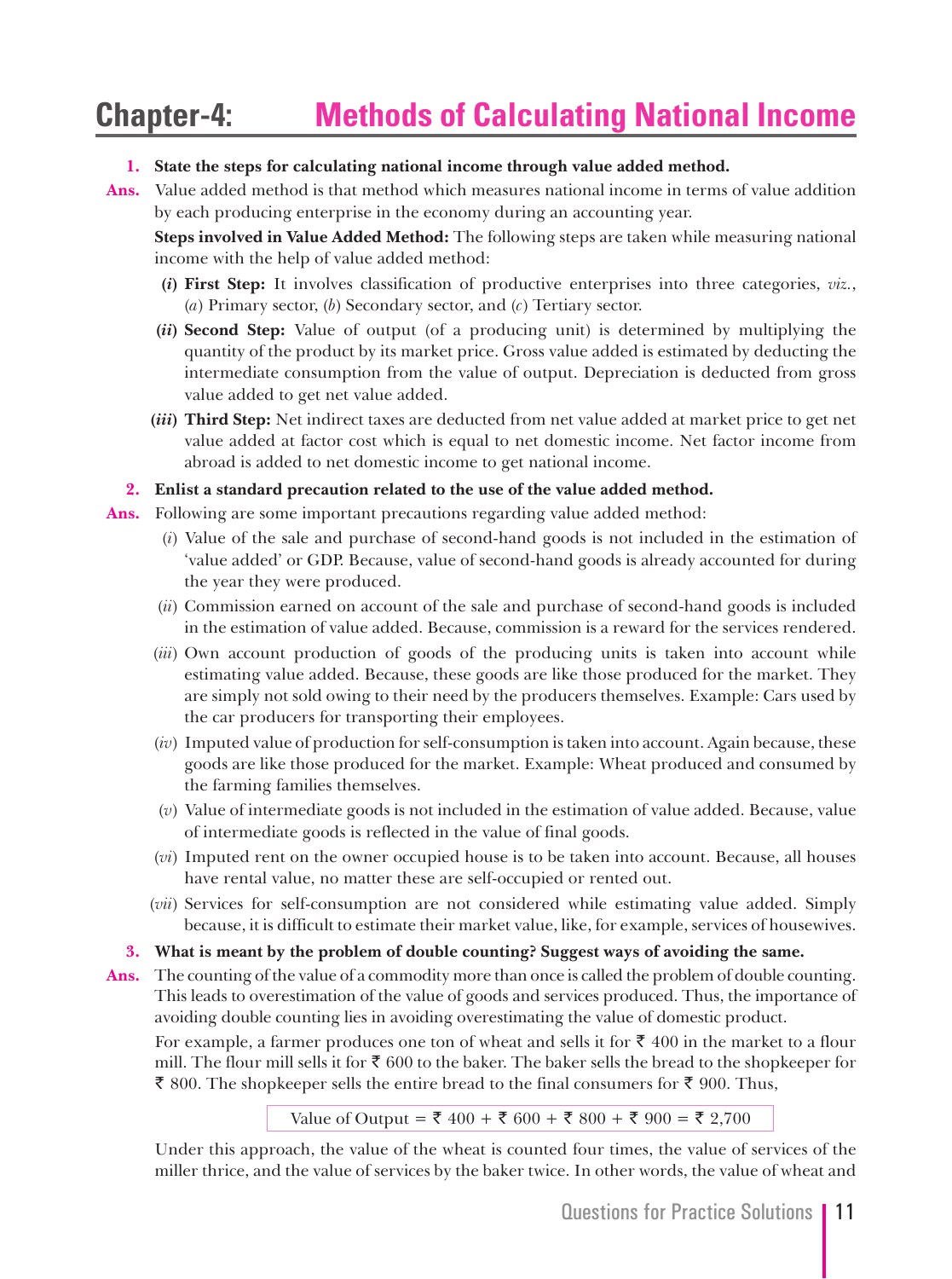# Chapter-4: Methods of Calculating National Income

**1. State the steps for calculating national income through value added method.**

**Ans.** Value added method is that method which measures national income in terms of value addition by each producing enterprise in the economy during an accounting year.

**Steps involved in Value Added Method:** The following steps are taken while measuring national income with the help of value added method:

- **(*i*) First Step:** It involves classification of productive enterprises into three categories, *viz.*, (*a*) Primary sector, (*b*) Secondary sector, and (*c*) Tertiary sector.
- **(*ii*) Second Step:** Value of output (of a producing unit) is determined by multiplying the quantity of the product by its market price. Gross value added is estimated by deducting the intermediate consumption from the value of output. Depreciation is deducted from gross value added to get net value added.
- **(*iii*) Third Step:** Net indirect taxes are deducted from net value added at market price to get net value added at factor cost which is equal to net domestic income. Net factor income from abroad is added to net domestic income to get national income.

**2. Enlist a standard precaution related to the use of the value added method.**

**Ans.** Following are some important precautions regarding value added method:

- (*i*) Value of the sale and purchase of second-hand goods is not included in the estimation of 'value added' or GDP. Because, value of second-hand goods is already accounted for during the year they were produced.
- (*ii*) Commission earned on account of the sale and purchase of second-hand goods is included in the estimation of value added. Because, commission is a reward for the services rendered.
- (*iii*) Own account production of goods of the producing units is taken into account while estimating value added. Because, these goods are like those produced for the market. They are simply not sold owing to their need by the producers themselves. Example: Cars used by the car producers for transporting their employees.
- (*iv*) Imputed value of production for self-consumption is taken into account. Again because, these goods are like those produced for the market. Example: Wheat produced and consumed by the farming families themselves.
- (*v*) Value of intermediate goods is not included in the estimation of value added. Because, value of intermediate goods is reflected in the value of final goods.
- (*vi*) Imputed rent on the owner occupied house is to be taken into account. Because, all houses have rental value, no matter these are self-occupied or rented out.
- (*vii*) Services for self-consumption are not considered while estimating value added. Simply because, it is difficult to estimate their market value, like, for example, services of housewives.

**3. What is meant by the problem of double counting? Suggest ways of avoiding the same.**

**Ans.** The counting of the value of a commodity more than once is called the problem of double counting. This leads to overestimation of the value of goods and services produced. Thus, the importance of avoiding double counting lies in avoiding overestimating the value of domestic product.

For example, a farmer produces one ton of wheat and sells it for ₹ 400 in the market to a flour mill. The flour mill sells it for ₹ 600 to the baker. The baker sells the bread to the shopkeeper for ₹ 800. The shopkeeper sells the entire bread to the final consumers for ₹ 900. Thus,

Value of Output = ₹ 400 + ₹ 600 + ₹ 800 + ₹ 900 = ₹ 2,700

Under this approach, the value of the wheat is counted four times, the value of services of the miller thrice, and the value of services by the baker twice. In other words, the value of wheat and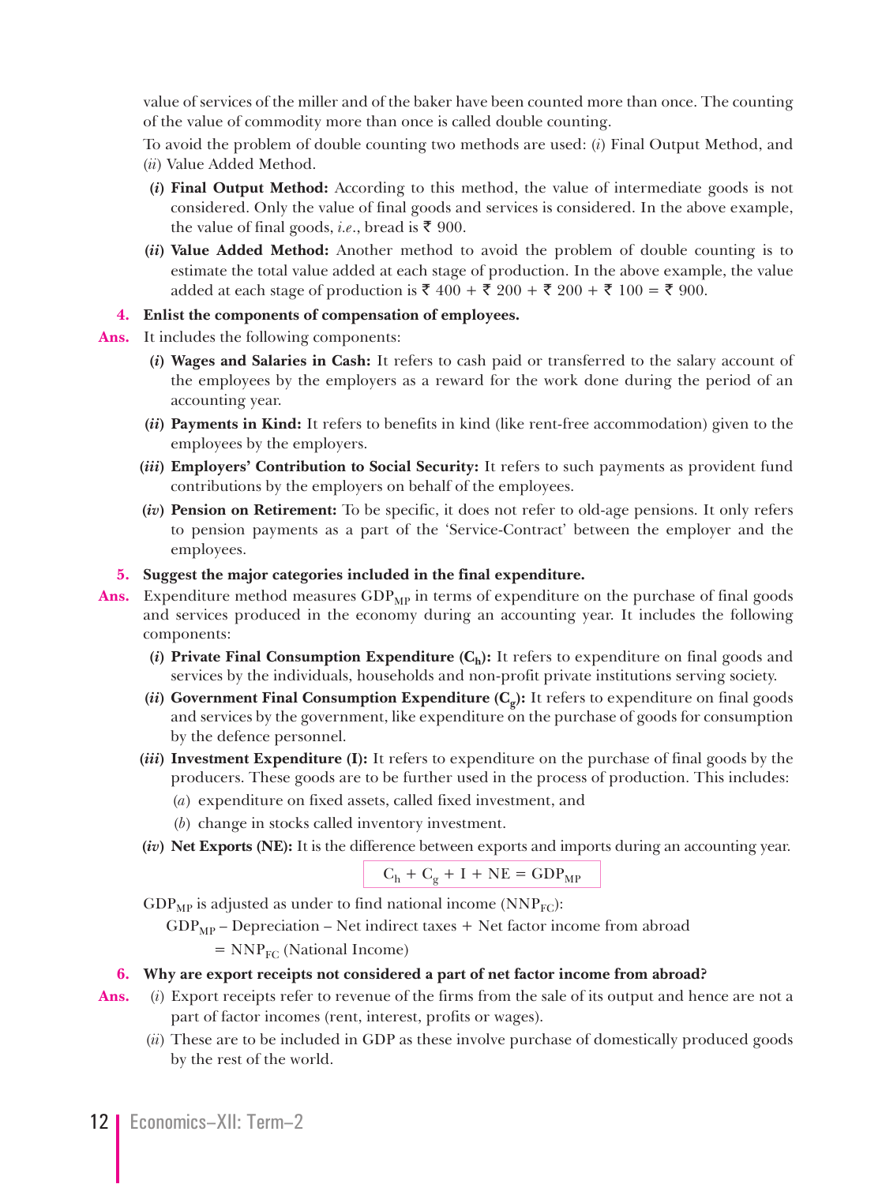value of services of the miller and of the baker have been counted more than once. The counting of the value of commodity more than once is called double counting.

To avoid the problem of double counting two methods are used: (*i*) Final Output Method, and (*ii*) Value Added Method.

**(*i*) Final Output Method:** According to this method, the value of intermediate goods is not considered. Only the value of final goods and services is considered. In the above example, the value of final goods, *i.e.*, bread is ₹ 900.

**(*ii*) Value Added Method:** Another method to avoid the problem of double counting is to estimate the total value added at each stage of production. In the above example, the value added at each stage of production is ₹ 400 + ₹ 200 + ₹ 200 + ₹ 100 = ₹ 900.

**4. Enlist the components of compensation of employees.**

**Ans.** It includes the following components:

**(*i*) Wages and Salaries in Cash:** It refers to cash paid or transferred to the salary account of the employees by the employers as a reward for the work done during the period of an accounting year.

**(*ii*) Payments in Kind:** It refers to benefits in kind (like rent-free accommodation) given to the employees by the employers.

**(*iii*) Employers' Contribution to Social Security:** It refers to such payments as provident fund contributions by the employers on behalf of the employees.

**(*iv*) Pension on Retirement:** To be specific, it does not refer to old-age pensions. It only refers to pension payments as a part of the 'Service-Contract' between the employer and the employees.

**5. Suggest the major categories included in the final expenditure.**

**Ans.** Expenditure method measures $GDP_{MP}$ in terms of expenditure on the purchase of final goods and services produced in the economy during an accounting year. It includes the following components:

**(*i*) Private Final Consumption Expenditure ($C_h$):** It refers to expenditure on final goods and services by the individuals, households and non-profit private institutions serving society.

**(*ii*) Government Final Consumption Expenditure ($C_g$):** It refers to expenditure on final goods and services by the government, like expenditure on the purchase of goods for consumption by the defence personnel.

**(*iii*) Investment Expenditure (I):** It refers to expenditure on the purchase of final goods by the producers. These goods are to be further used in the process of production. This includes:

(*a*) expenditure on fixed assets, called fixed investment, and

(*b*) change in stocks called inventory investment.

**(*iv*) Net Exports (NE):** It is the difference between exports and imports during an accounting year.

$$C_h + C_g + I + NE = GDP_{MP}$$

$GDP_{MP}$ is adjusted as under to find national income ($NNP_{FC}$):

$GDP_{MP}$ – Depreciation – Net indirect taxes + Net factor income from abroad

= $NNP_{FC}$ (National Income)

**6. Why are export receipts not considered a part of net factor income from abroad?**

**Ans.** (*i*) Export receipts refer to revenue of the firms from the sale of its output and hence are not a part of factor incomes (rent, interest, profits or wages).

(*ii*) These are to be included in GDP as these involve purchase of domestically produced goods by the rest of the world.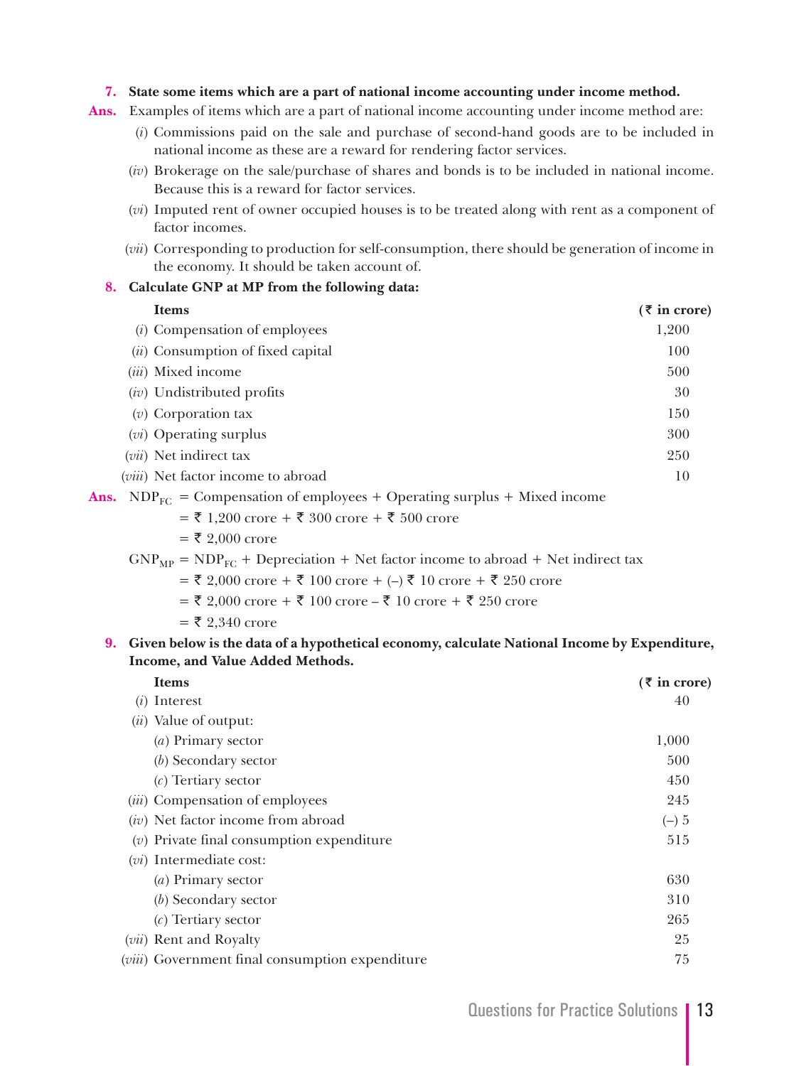**7. State some items which are a part of national income accounting under income method.**

**Ans.** Examples of items which are a part of national income accounting under income method are:

(*i*) Commissions paid on the sale and purchase of second-hand goods are to be included in national income as these are a reward for rendering factor services.

(*iv*) Brokerage on the sale/purchase of shares and bonds is to be included in national income. Because this is a reward for factor services.

(*vi*) Imputed rent of owner occupied houses is to be treated along with rent as a component of factor incomes.

(*vii*) Corresponding to production for self-consumption, there should be generation of income in the economy. It should be taken account of.

**8. Calculate GNP at MP from the following data:**

| **Items** | **(₹ in crore)** |
|---|---|
| (*i*) Compensation of employees | 1,200 |
| (*ii*) Consumption of fixed capital | 100 |
| (*iii*) Mixed income | 500 |
| (*iv*) Undistributed profits | 30 |
| (*v*) Corporation tax | 150 |
| (*vi*) Operating surplus | 300 |
| (*vii*) Net indirect tax | 250 |
| (*viii*) Net factor income to abroad | 10 |

**Ans.** $NDP_{FC}$ = Compensation of employees + Operating surplus + Mixed income

= ₹ 1,200 crore + ₹ 300 crore + ₹ 500 crore

= ₹ 2,000 crore

$GNP_{MP}$ = $NDP_{FC}$ + Depreciation + Net factor income to abroad + Net indirect tax

= ₹ 2,000 crore + ₹ 100 crore + (–) ₹ 10 crore + ₹ 250 crore

= ₹ 2,000 crore + ₹ 100 crore – ₹ 10 crore + ₹ 250 crore

= ₹ 2,340 crore

**9. Given below is the data of a hypothetical economy, calculate National Income by Expenditure, Income, and Value Added Methods.**

| **Items** | **(₹ in crore)** |
|---|---|
| (*i*) Interest | 40 |
| (*ii*) Value of output: | |
| (*a*) Primary sector | 1,000 |
| (*b*) Secondary sector | 500 |
| (*c*) Tertiary sector | 450 |
| (*iii*) Compensation of employees | 245 |
| (*iv*) Net factor income from abroad | (–) 5 |
| (*v*) Private final consumption expenditure | 515 |
| (*vi*) Intermediate cost: | |
| (*a*) Primary sector | 630 |
| (*b*) Secondary sector | 310 |
| (*c*) Tertiary sector | 265 |
| (*vii*) Rent and Royalty | 25 |
| (*viii*) Government final consumption expenditure | 75 |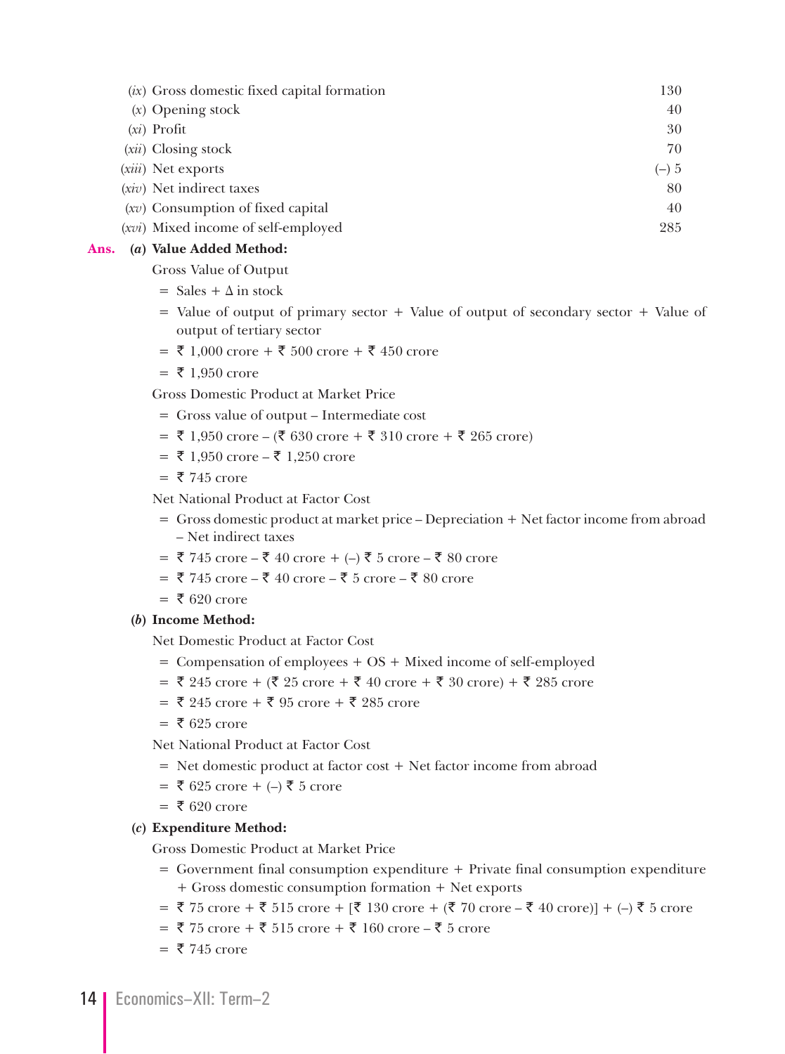| | |
|---|---|
| (*ix*) Gross domestic fixed capital formation | 130 |
| (*x*) Opening stock | 40 |
| (*xi*) Profit | 30 |
| (*xii*) Closing stock | 70 |
| (*xiii*) Net exports | (–) 5 |
| (*xiv*) Net indirect taxes | 80 |
| (*xv*) Consumption of fixed capital | 40 |
| (*xvi*) Mixed income of self-employed | 285 |

**Ans.** **(*a*) Value Added Method:**

Gross Value of Output

= Sales + Δ in stock

= Value of output of primary sector + Value of output of secondary sector + Value of output of tertiary sector

= ₹ 1,000 crore + ₹ 500 crore + ₹ 450 crore

= ₹ 1,950 crore

Gross Domestic Product at Market Price

= Gross value of output – Intermediate cost

= ₹ 1,950 crore – (₹ 630 crore + ₹ 310 crore + ₹ 265 crore)

= ₹ 1,950 crore – ₹ 1,250 crore

= ₹ 745 crore

Net National Product at Factor Cost

= Gross domestic product at market price – Depreciation + Net factor income from abroad – Net indirect taxes

= ₹ 745 crore – ₹ 40 crore + (–) ₹ 5 crore – ₹ 80 crore

= ₹ 745 crore – ₹ 40 crore – ₹ 5 crore – ₹ 80 crore

= ₹ 620 crore

**(*b*) Income Method:**

Net Domestic Product at Factor Cost

= Compensation of employees + OS + Mixed income of self-employed

= ₹ 245 crore + (₹ 25 crore + ₹ 40 crore + ₹ 30 crore) + ₹ 285 crore

= ₹ 245 crore + ₹ 95 crore + ₹ 285 crore

= ₹ 625 crore

Net National Product at Factor Cost

= Net domestic product at factor cost + Net factor income from abroad

= ₹ 625 crore + (–) ₹ 5 crore

= ₹ 620 crore

**(*c*) Expenditure Method:**

Gross Domestic Product at Market Price

= Government final consumption expenditure + Private final consumption expenditure + Gross domestic consumption formation + Net exports

= ₹ 75 crore + ₹ 515 crore + [₹ 130 crore + (₹ 70 crore – ₹ 40 crore)] + (–) ₹ 5 crore

= ₹ 75 crore + ₹ 515 crore + ₹ 160 crore – ₹ 5 crore

= ₹ 745 crore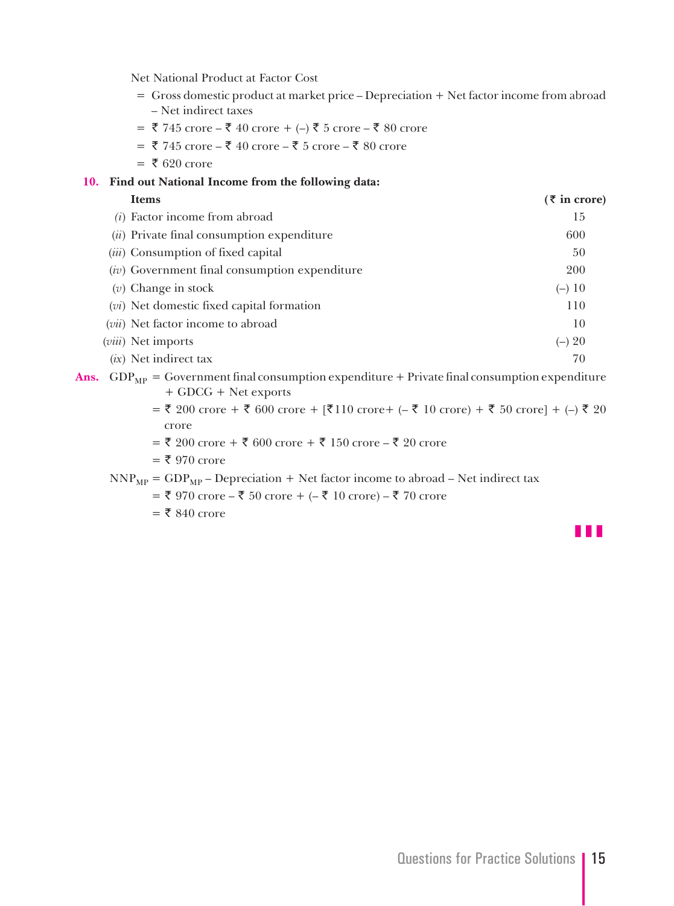Net National Product at Factor Cost

= Gross domestic product at market price – Depreciation + Net factor income from abroad – Net indirect taxes

= ₹ 745 crore – ₹ 40 crore + (–) ₹ 5 crore – ₹ 80 crore

= ₹ 745 crore – ₹ 40 crore – ₹ 5 crore – ₹ 80 crore

= ₹ 620 crore

**10. Find out National Income from the following data:**

| **Items** | **(₹ in crore)** |
|---|---|
| (*i*) Factor income from abroad | 15 |
| (*ii*) Private final consumption expenditure | 600 |
| (*iii*) Consumption of fixed capital | 50 |
| (*iv*) Government final consumption expenditure | 200 |
| (*v*) Change in stock | (–) 10 |
| (*vi*) Net domestic fixed capital formation | 110 |
| (*vii*) Net factor income to abroad | 10 |
| (*viii*) Net imports | (–) 20 |
| (*ix*) Net indirect tax | 70 |

**Ans.** $GDP_{MP}$ = Government final consumption expenditure + Private final consumption expenditure + GDCG + Net exports

= ₹ 200 crore + ₹ 600 crore + [₹110 crore+ (– ₹ 10 crore) + ₹ 50 crore] + (–) ₹ 20 crore

= ₹ 200 crore + ₹ 600 crore + ₹ 150 crore – ₹ 20 crore

= ₹ 970 crore

$NNP_{MP}$ = $GDP_{MP}$ – Depreciation + Net factor income to abroad – Net indirect tax

= ₹ 970 crore – ₹ 50 crore + (– ₹ 10 crore) – ₹ 70 crore

= ₹ 840 crore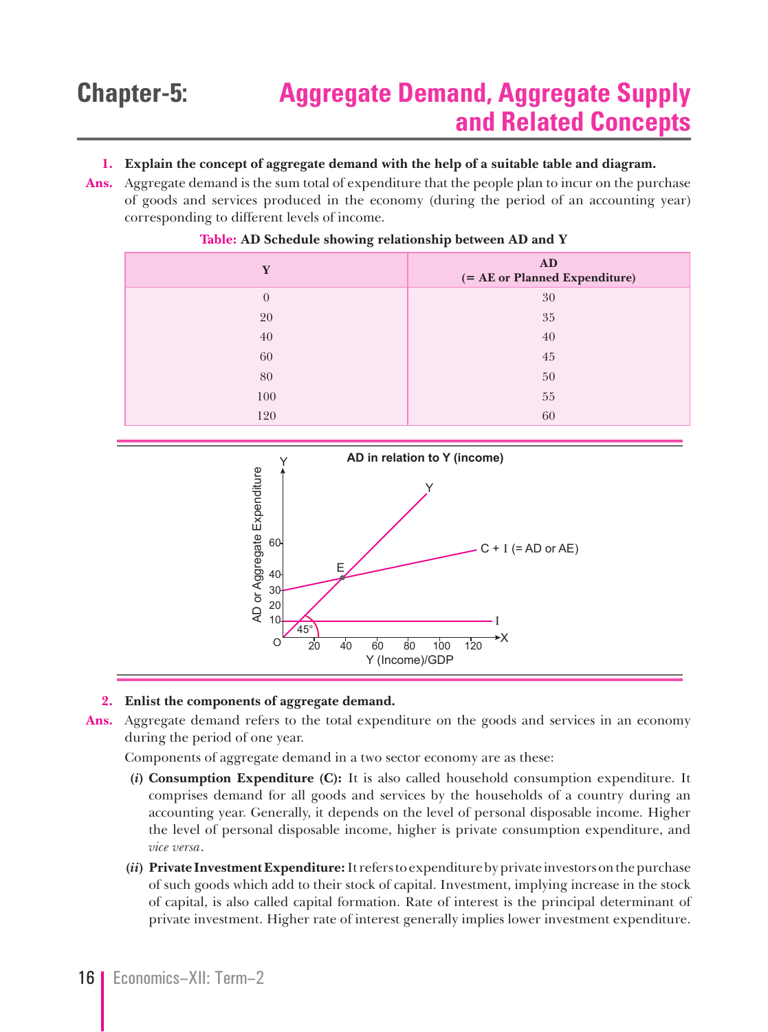# Chapter-5: Aggregate Demand, Aggregate Supply and Related Concepts

**1. Explain the concept of aggregate demand with the help of a suitable table and diagram.**

**Ans.** Aggregate demand is the sum total of expenditure that the people plan to incur on the purchase of goods and services produced in the economy (during the period of an accounting year) corresponding to different levels of income.

**Table:** **AD Schedule showing relationship between AD and Y**

| Y | AD (= AE or Planned Expenditure) |
|---|---|
| 0 | 30 |
| 20 | 35 |
| 40 | 40 |
| 60 | 45 |
| 80 | 50 |
| 100 | 55 |
| 120 | 60 |

**2. Enlist the components of aggregate demand.**

**Ans.** Aggregate demand refers to the total expenditure on the goods and services in an economy during the period of one year.

Components of aggregate demand in a two sector economy are as these:

(*i*) **Consumption Expenditure (C):** It is also called household consumption expenditure. It comprises demand for all goods and services by the households of a country during an accounting year. Generally, it depends on the level of personal disposable income. Higher the level of personal disposable income, higher is private consumption expenditure, and *vice versa*.

(*ii*) **Private Investment Expenditure:** It refers to expenditure by private investors on the purchase of such goods which add to their stock of capital. Investment, implying increase in the stock of capital, is also called capital formation. Rate of interest is the principal determinant of private investment. Higher rate of interest generally implies lower investment expenditure.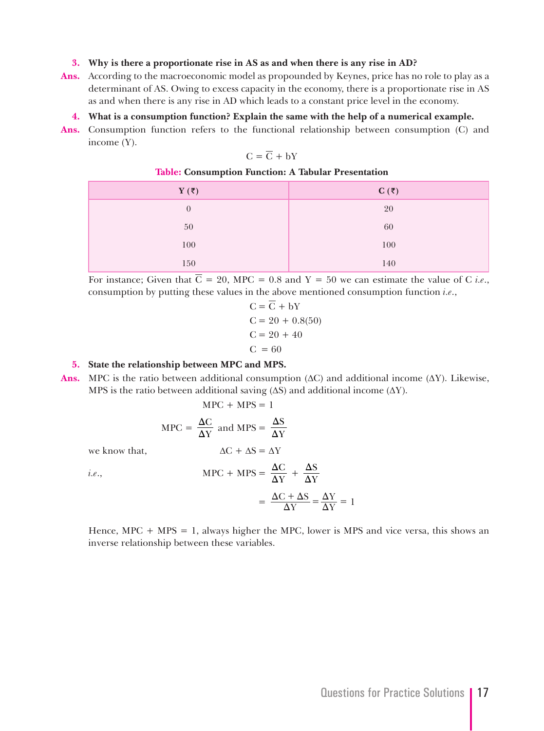**3. Why is there a proportionate rise in AS as and when there is any rise in AD?**

**Ans.** According to the macroeconomic model as propounded by Keynes, price has no role to play as a determinant of AS. Owing to excess capacity in the economy, there is a proportionate rise in AS as and when there is any rise in AD which leads to a constant price level in the economy.

**4. What is a consumption function? Explain the same with the help of a numerical example.**

**Ans.** Consumption function refers to the functional relationship between consumption (C) and income (Y).

$$C = \overline{C} + bY$$

**Table: Consumption Function: A Tabular Presentation**

| Y (₹) | C (₹) |
|---|---|
| 0 | 20 |
| 50 | 60 |
| 100 | 100 |
| 150 | 140 |

For instance; Given that $\overline{C} = 20$, MPC = 0.8 and Y = 50 we can estimate the value of C *i.e.*, consumption by putting these values in the above mentioned consumption function *i.e.*,

$$C = \overline{C} + bY$$
$$C = 20 + 0.8(50)$$
$$C = 20 + 40$$
$$C = 60$$

**5. State the relationship between MPC and MPS.**

**Ans.** MPC is the ratio between additional consumption ($\Delta C$) and additional income ($\Delta Y$). Likewise, MPS is the ratio between additional saving ($\Delta S$) and additional income ($\Delta Y$).

$$MPC + MPS = 1$$

$$MPC = \frac{\Delta C}{\Delta Y} \text{ and } MPS = \frac{\Delta S}{\Delta Y}$$

we know that,
$$\Delta C + \Delta S = \Delta Y$$

*i.e.*,
$$MPC + MPS = \frac{\Delta C}{\Delta Y} + \frac{\Delta S}{\Delta Y}$$
$$= \frac{\Delta C + \Delta S}{\Delta Y} = \frac{\Delta Y}{\Delta Y} = 1$$

Hence, MPC + MPS = 1, always higher the MPC, lower is MPS and vice versa, this shows an inverse relationship between these variables.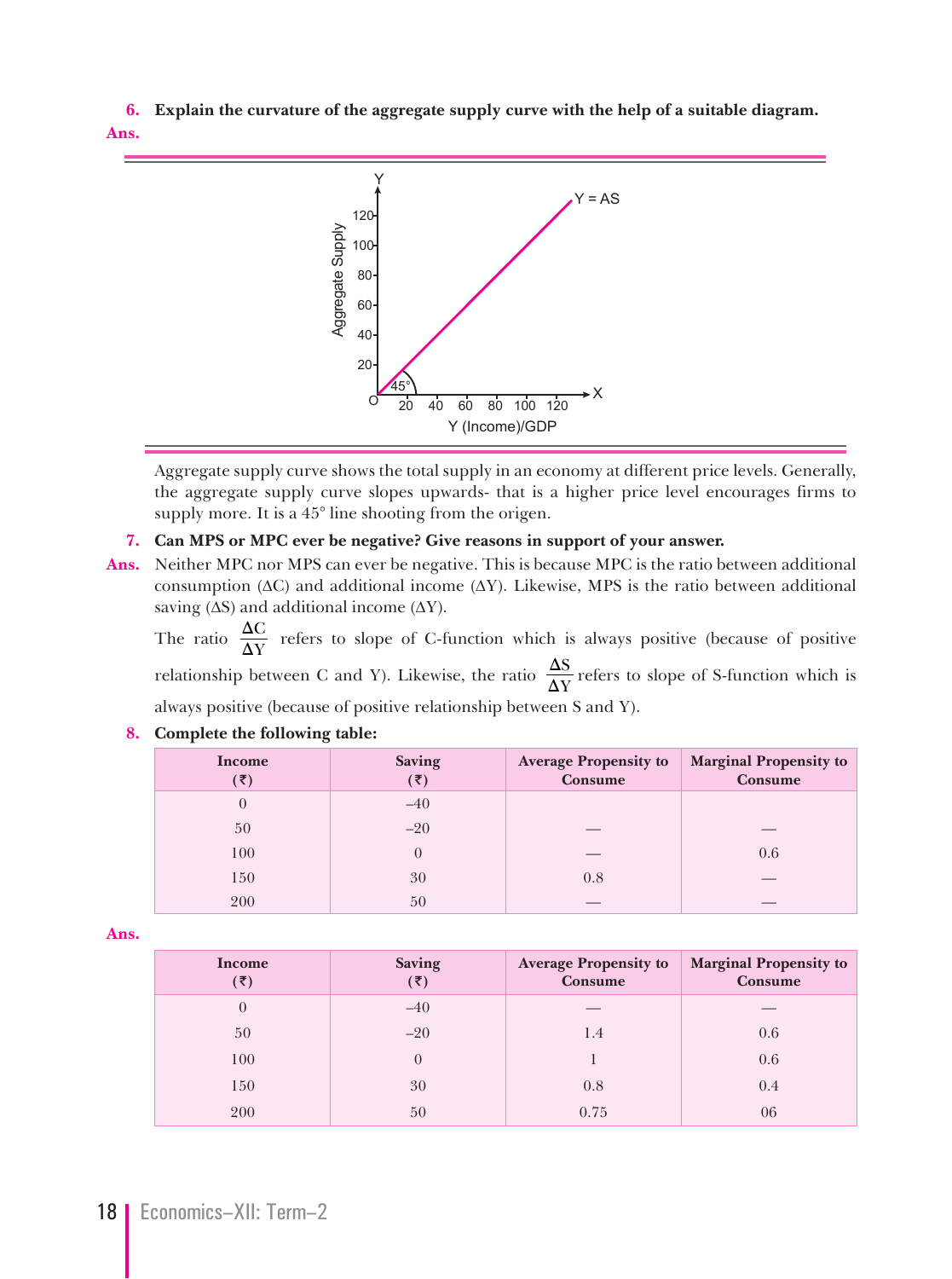**6. Explain the curvature of the aggregate supply curve with the help of a suitable diagram.**

**Ans.**

Aggregate supply curve shows the total supply in an economy at different price levels. Generally, the aggregate supply curve slopes upwards- that is a higher price level encourages firms to supply more. It is a 45° line shooting from the origen.

**7. Can MPS or MPC ever be negative? Give reasons in support of your answer.**

**Ans.** Neither MPC nor MPS can ever be negative. This is because MPC is the ratio between additional consumption ($\Delta$C) and additional income ($\Delta$Y). Likewise, MPS is the ratio between additional saving ($\Delta$S) and additional income ($\Delta$Y).

The ratio $\frac{\Delta C}{\Delta Y}$ refers to slope of C-function which is always positive (because of positive relationship between C and Y). Likewise, the ratio $\frac{\Delta S}{\Delta Y}$ refers to slope of S-function which is always positive (because of positive relationship between S and Y).

**8. Complete the following table:**

| Income (₹) | Saving (₹) | Average Propensity to Consume | Marginal Propensity to Consume |
|---|---|---|---|
| 0 | –40 | | |
| 50 | –20 | — | — |
| 100 | 0 | — | 0.6 |
| 150 | 30 | 0.8 | — |
| 200 | 50 | — | — |

**Ans.**

| Income (₹) | Saving (₹) | Average Propensity to Consume | Marginal Propensity to Consume |
|---|---|---|---|
| 0 | –40 | — | — |
| 50 | –20 | 1.4 | 0.6 |
| 100 | 0 | 1 | 0.6 |
| 150 | 30 | 0.8 | 0.4 |
| 200 | 50 | 0.75 | 06 |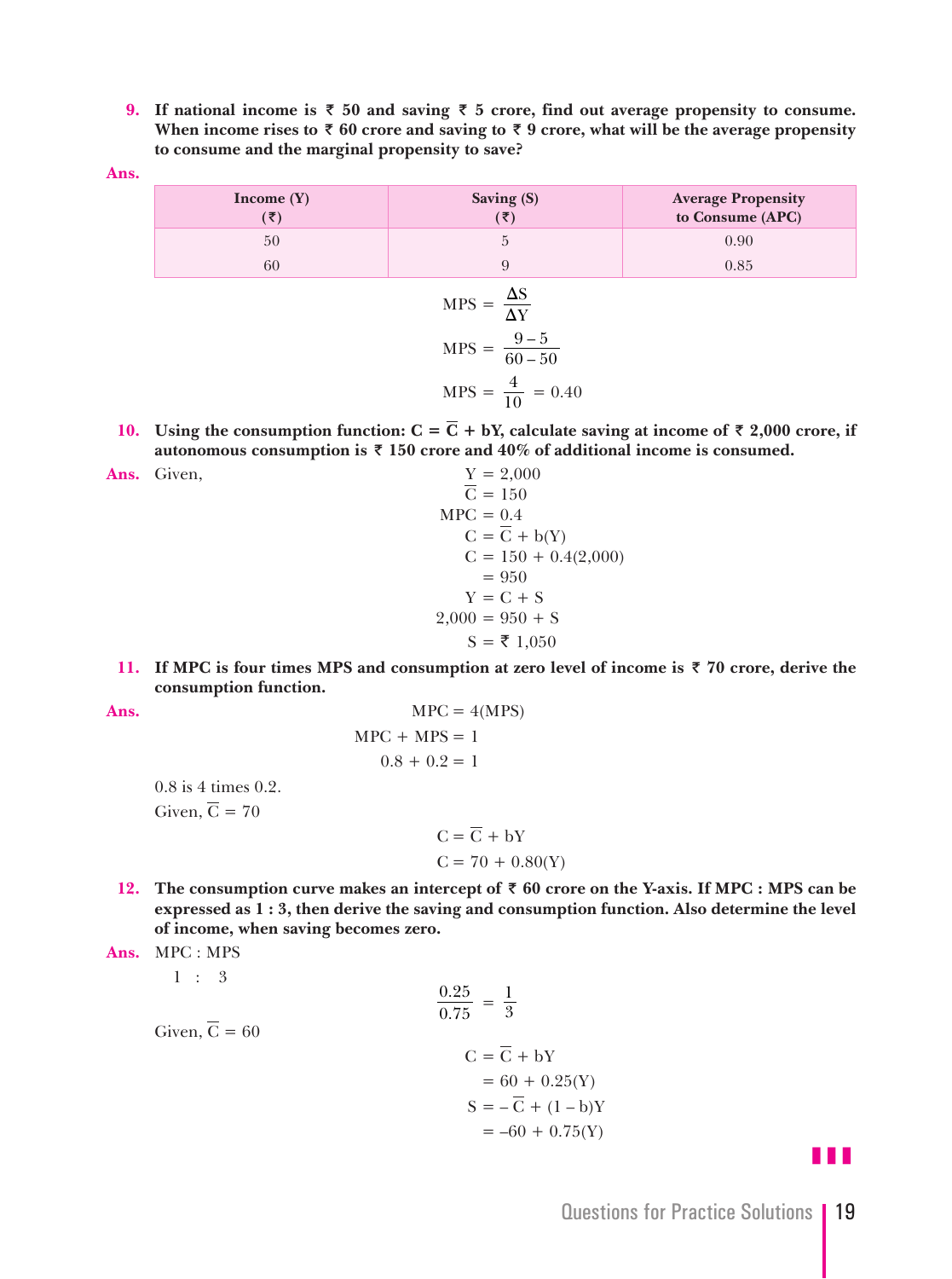**9. If national income is ₹ 50 and saving ₹ 5 crore, find out average propensity to consume. When income rises to ₹ 60 crore and saving to ₹ 9 crore, what will be the average propensity to consume and the marginal propensity to save?**

**Ans.**

| Income (Y) (₹) | Saving (S) (₹) | Average Propensity to Consume (APC) |
|---|---|---|
| 50 | 5 | 0.90 |
| 60 | 9 | 0.85 |

$$\text{MPS} = \frac{\Delta S}{\Delta Y}$$

$$\text{MPS} = \frac{9-5}{60-50}$$

$$\text{MPS} = \frac{4}{10} = 0.40$$

**10. Using the consumption function: $C = \overline{C} + bY$, calculate saving at income of ₹ 2,000 crore, if autonomous consumption is ₹ 150 crore and 40% of additional income is consumed.**

**Ans.** Given,

$$Y = 2{,}000$$
$$\overline{C} = 150$$
$$\text{MPC} = 0.4$$
$$C = \overline{C} + b(Y)$$
$$C = 150 + 0.4(2{,}000)$$
$$= 950$$
$$Y = C + S$$
$$2{,}000 = 950 + S$$
$$S = ₹\ 1{,}050$$

**11. If MPC is four times MPS and consumption at zero level of income is ₹ 70 crore, derive the consumption function.**

**Ans.**

$$\text{MPC} = 4(\text{MPS})$$
$$\text{MPC} + \text{MPS} = 1$$
$$0.8 + 0.2 = 1$$

0.8 is 4 times 0.2.

Given, $\overline{C} = 70$

$$C = \overline{C} + bY$$
$$C = 70 + 0.80(Y)$$

**12. The consumption curve makes an intercept of ₹ 60 crore on the Y-axis. If MPC : MPS can be expressed as 1 : 3, then derive the saving and consumption function. Also determine the level of income, when saving becomes zero.**

**Ans.** MPC : MPS

1 : 3

$$\frac{0.25}{0.75} = \frac{1}{3}$$

Given, $\overline{C} = 60$

$$C = \overline{C} + bY$$
$$= 60 + 0.25(Y)$$
$$S = -\overline{C} + (1-b)Y$$
$$= -60 + 0.75(Y)$$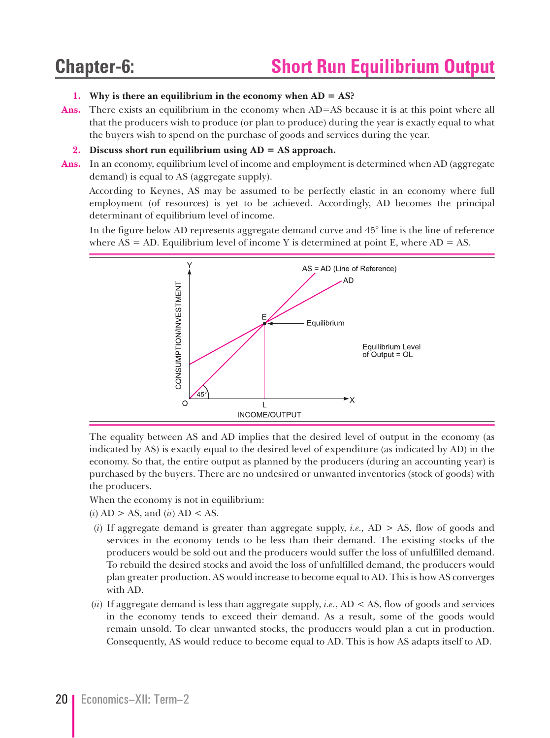# Chapter-6: Short Run Equilibrium Output

**1. Why is there an equilibrium in the economy when AD = AS?**

**Ans.** There exists an equilibrium in the economy when AD=AS because it is at this point where all that the producers wish to produce (or plan to produce) during the year is exactly equal to what the buyers wish to spend on the purchase of goods and services during the year.

**2. Discuss short run equilibrium using AD = AS approach.**

**Ans.** In an economy, equilibrium level of income and employment is determined when AD (aggregate demand) is equal to AS (aggregate supply).

According to Keynes, AS may be assumed to be perfectly elastic in an economy where full employment (of resources) is yet to be achieved. Accordingly, AD becomes the principal determinant of equilibrium level of income.

In the figure below AD represents aggregate demand curve and 45° line is the line of reference where AS = AD. Equilibrium level of income Y is determined at point E, where AD = AS.

The equality between AS and AD implies that the desired level of output in the economy (as indicated by AS) is exactly equal to the desired level of expenditure (as indicated by AD) in the economy. So that, the entire output as planned by the producers (during an accounting year) is purchased by the buyers. There are no undesired or unwanted inventories (stock of goods) with the producers.

When the economy is not in equilibrium:

(*i*) AD > AS, and (*ii*) AD < AS.

(*i*) If aggregate demand is greater than aggregate supply, *i.e.,* AD > AS, flow of goods and services in the economy tends to be less than their demand. The existing stocks of the producers would be sold out and the producers would suffer the loss of unfulfilled demand. To rebuild the desired stocks and avoid the loss of unfulfilled demand, the producers would plan greater production. AS would increase to become equal to AD. This is how AS converges with AD.

(*ii*) If aggregate demand is less than aggregate supply, *i.e.*, AD < AS, flow of goods and services in the economy tends to exceed their demand. As a result, some of the goods would remain unsold. To clear unwanted stocks, the producers would plan a cut in production. Consequently, AS would reduce to become equal to AD. This is how AS adapts itself to AD.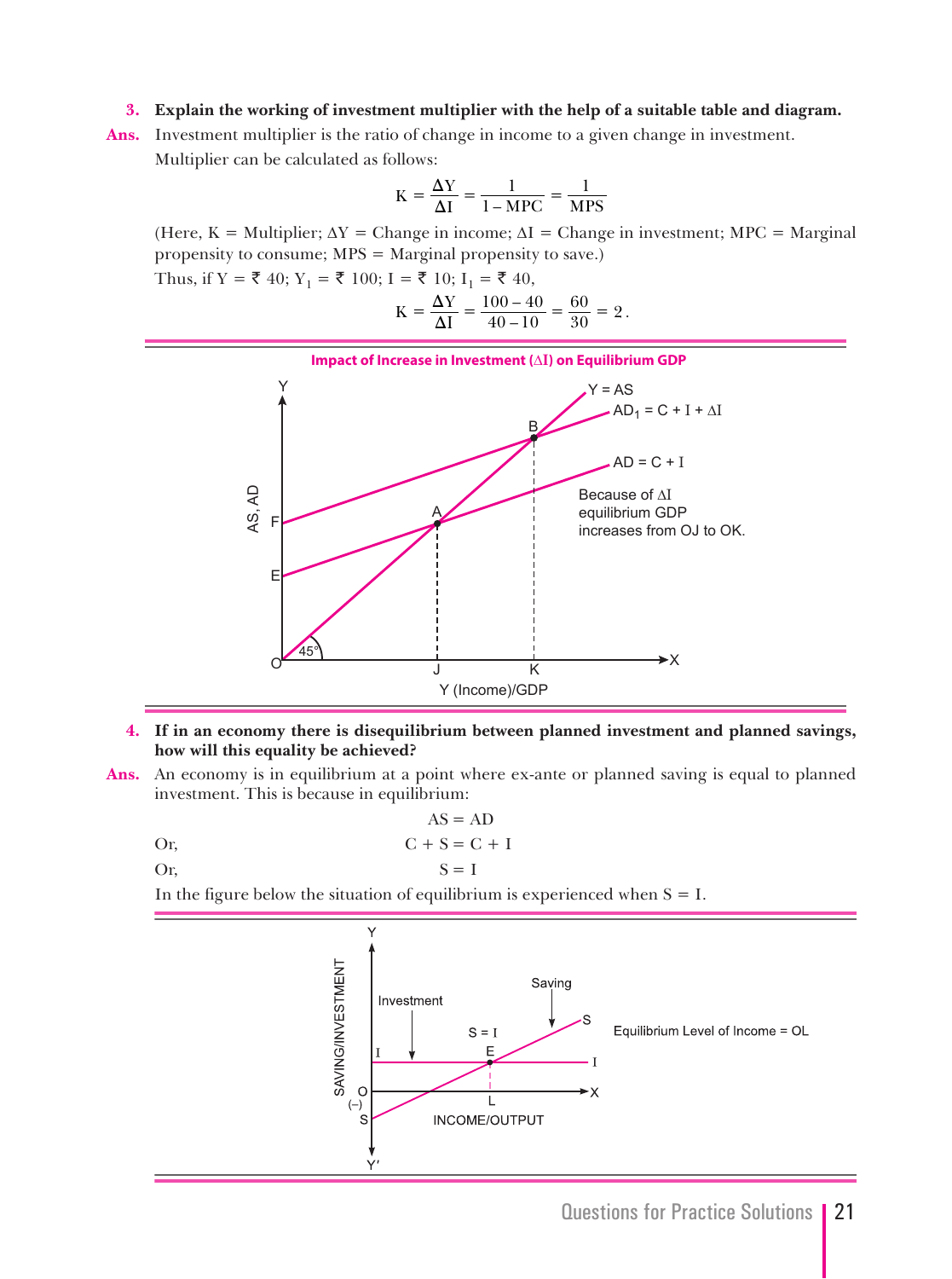**3. Explain the working of investment multiplier with the help of a suitable table and diagram.**

**Ans.** Investment multiplier is the ratio of change in income to a given change in investment.

Multiplier can be calculated as follows:

$$K = \frac{\Delta Y}{\Delta I} = \frac{1}{1 - MPC} = \frac{1}{MPS}$$

(Here, K = Multiplier; ΔY = Change in income; ΔI = Change in investment; MPC = Marginal propensity to consume; MPS = Marginal propensity to save.)

Thus, if Y = ₹ 40; $Y_1$ = ₹ 100; I = ₹ 10; $I_1$ = ₹ 40,

$$K = \frac{\Delta Y}{\Delta I} = \frac{100 - 40}{40 - 10} = \frac{60}{30} = 2.$$

**Impact of Increase in Investment (ΔI) on Equilibrium GDP**

Because of ΔI equilibrium GDP increases from OJ to OK.

**4. If in an economy there is disequilibrium between planned investment and planned savings, how will this equality be achieved?**

**Ans.** An economy is in equilibrium at a point where ex-ante or planned saving is equal to planned investment. This is because in equilibrium:

$$AS = AD$$

Or,
$$C + S = C + I$$

Or,
$$S = I$$

In the figure below the situation of equilibrium is experienced when S = I.

Equilibrium Level of Income = OL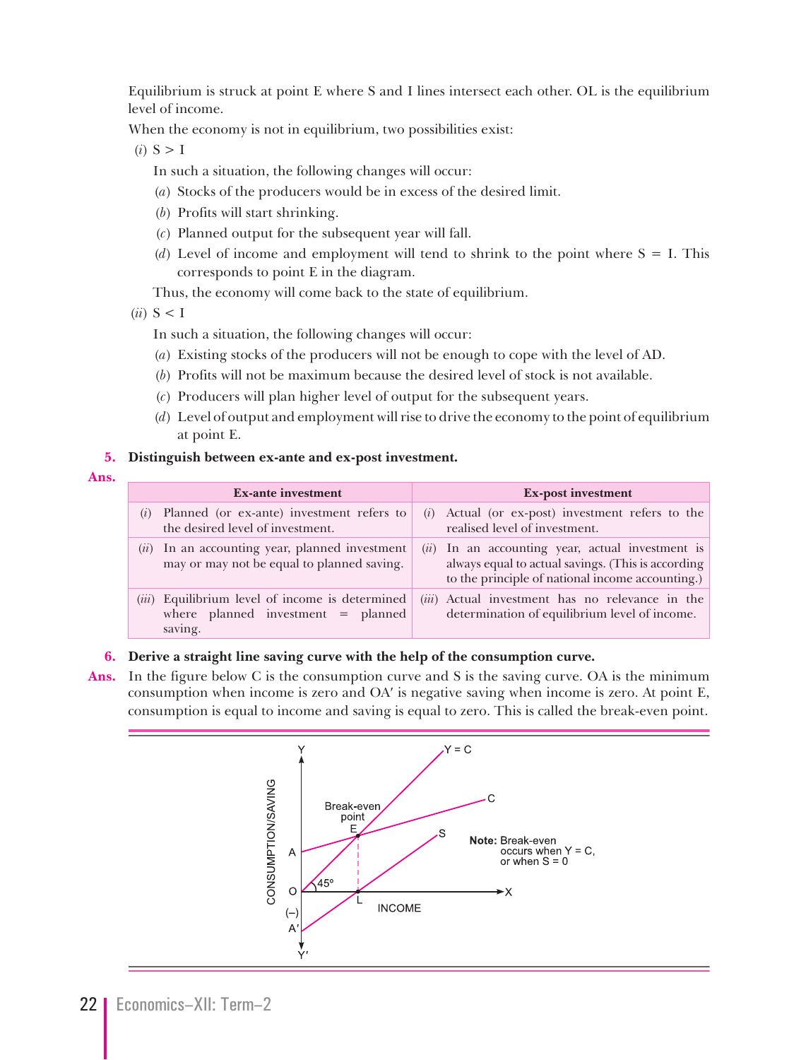Equilibrium is struck at point E where S and I lines intersect each other. OL is the equilibrium level of income.

When the economy is not in equilibrium, two possibilities exist:

(*i*) S > I

In such a situation, the following changes will occur:

(*a*) Stocks of the producers would be in excess of the desired limit.

(*b*) Profits will start shrinking.

(*c*) Planned output for the subsequent year will fall.

(*d*) Level of income and employment will tend to shrink to the point where S = I. This corresponds to point E in the diagram.

Thus, the economy will come back to the state of equilibrium.

(*ii*) S < I

In such a situation, the following changes will occur:

(*a*) Existing stocks of the producers will not be enough to cope with the level of AD.

(*b*) Profits will not be maximum because the desired level of stock is not available.

(*c*) Producers will plan higher level of output for the subsequent years.

(*d*) Level of output and employment will rise to drive the economy to the point of equilibrium at point E.

**5. Distinguish between ex-ante and ex-post investment.**

**Ans.**

| Ex-ante investment | Ex-post investment |
|---|---|
| (*i*) Planned (or ex-ante) investment refers to the desired level of investment. | (*i*) Actual (or ex-post) investment refers to the realised level of investment. |
| (*ii*) In an accounting year, planned investment may or may not be equal to planned saving. | (*ii*) In an accounting year, actual investment is always equal to actual savings. (This is according to the principle of national income accounting.) |
| (*iii*) Equilibrium level of income is determined where planned investment = planned saving. | (*iii*) Actual investment has no relevance in the determination of equilibrium level of income. |

**6. Derive a straight line saving curve with the help of the consumption curve.**

**Ans.** In the figure below C is the consumption curve and S is the saving curve. OA is the minimum consumption when income is zero and OA′ is negative saving when income is zero. At point E, consumption is equal to income and saving is equal to zero. This is called the break-even point.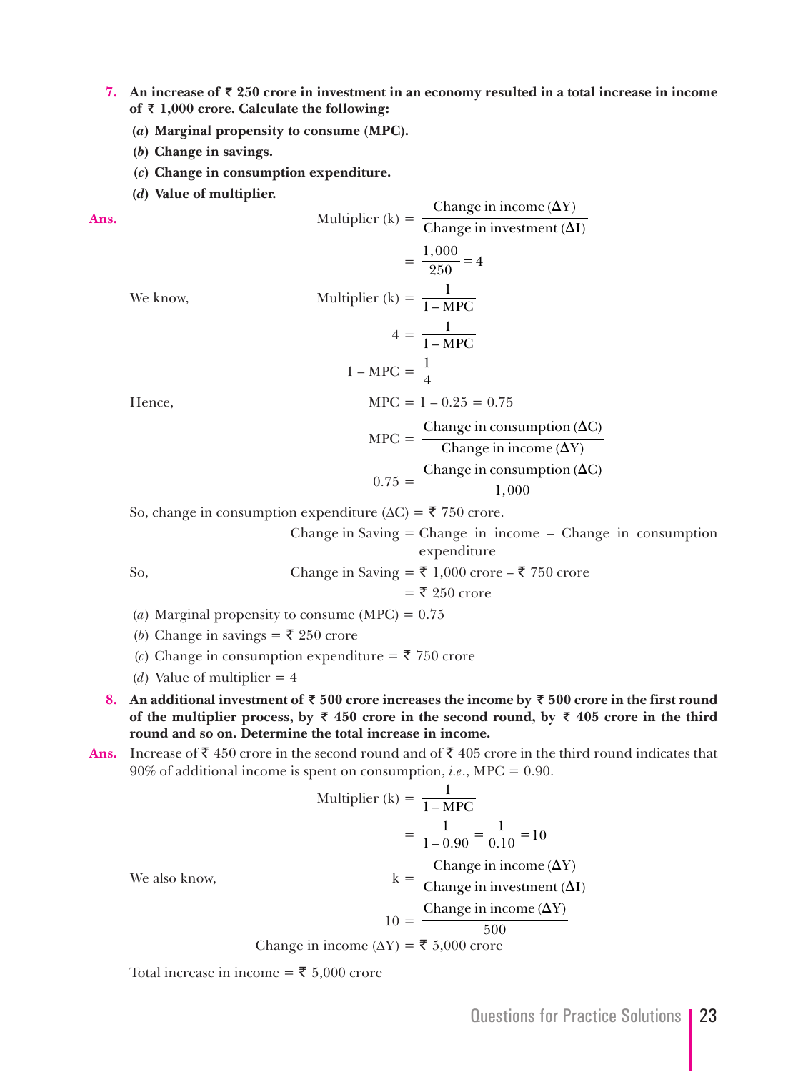**7. An increase of ₹ 250 crore in investment in an economy resulted in a total increase in income of ₹ 1,000 crore. Calculate the following:**

**(*a*) Marginal propensity to consume (MPC).**

**(*b*) Change in savings.**

**(*c*) Change in consumption expenditure.**

**(*d*) Value of multiplier.**

**Ans.**

$$\text{Multiplier (k)} = \frac{\text{Change in income } (\Delta Y)}{\text{Change in investment } (\Delta I)}$$

$$= \frac{1,000}{250} = 4$$

We know,

$$\text{Multiplier (k)} = \frac{1}{1 - \text{MPC}}$$

$$4 = \frac{1}{1 - \text{MPC}}$$

$$1 - \text{MPC} = \frac{1}{4}$$

Hence,

$$\text{MPC} = 1 - 0.25 = 0.75$$

$$\text{MPC} = \frac{\text{Change in consumption } (\Delta C)}{\text{Change in income } (\Delta Y)}$$

$$0.75 = \frac{\text{Change in consumption } (\Delta C)}{1,000}$$

So, change in consumption expenditure ($\Delta C$) = ₹ 750 crore.

Change in Saving = Change in income – Change in consumption expenditure

So, Change in Saving = ₹ 1,000 crore – ₹ 750 crore

= ₹ 250 crore

(*a*) Marginal propensity to consume (MPC) = 0.75

(*b*) Change in savings = ₹ 250 crore

(*c*) Change in consumption expenditure = ₹ 750 crore

(*d*) Value of multiplier = 4

**8. An additional investment of ₹ 500 crore increases the income by ₹ 500 crore in the first round of the multiplier process, by ₹ 450 crore in the second round, by ₹ 405 crore in the third round and so on. Determine the total increase in income.**

**Ans.** Increase of ₹ 450 crore in the second round and of ₹ 405 crore in the third round indicates that 90% of additional income is spent on consumption, *i.e.*, MPC = 0.90.

$$\text{Multiplier (k)} = \frac{1}{1 - \text{MPC}}$$

$$= \frac{1}{1 - 0.90} = \frac{1}{0.10} = 10$$

We also know,

$$k = \frac{\text{Change in income } (\Delta Y)}{\text{Change in investment } (\Delta I)}$$

$$10 = \frac{\text{Change in income } (\Delta Y)}{500}$$

Change in income ($\Delta Y$) = ₹ 5,000 crore

Total increase in income = ₹ 5,000 crore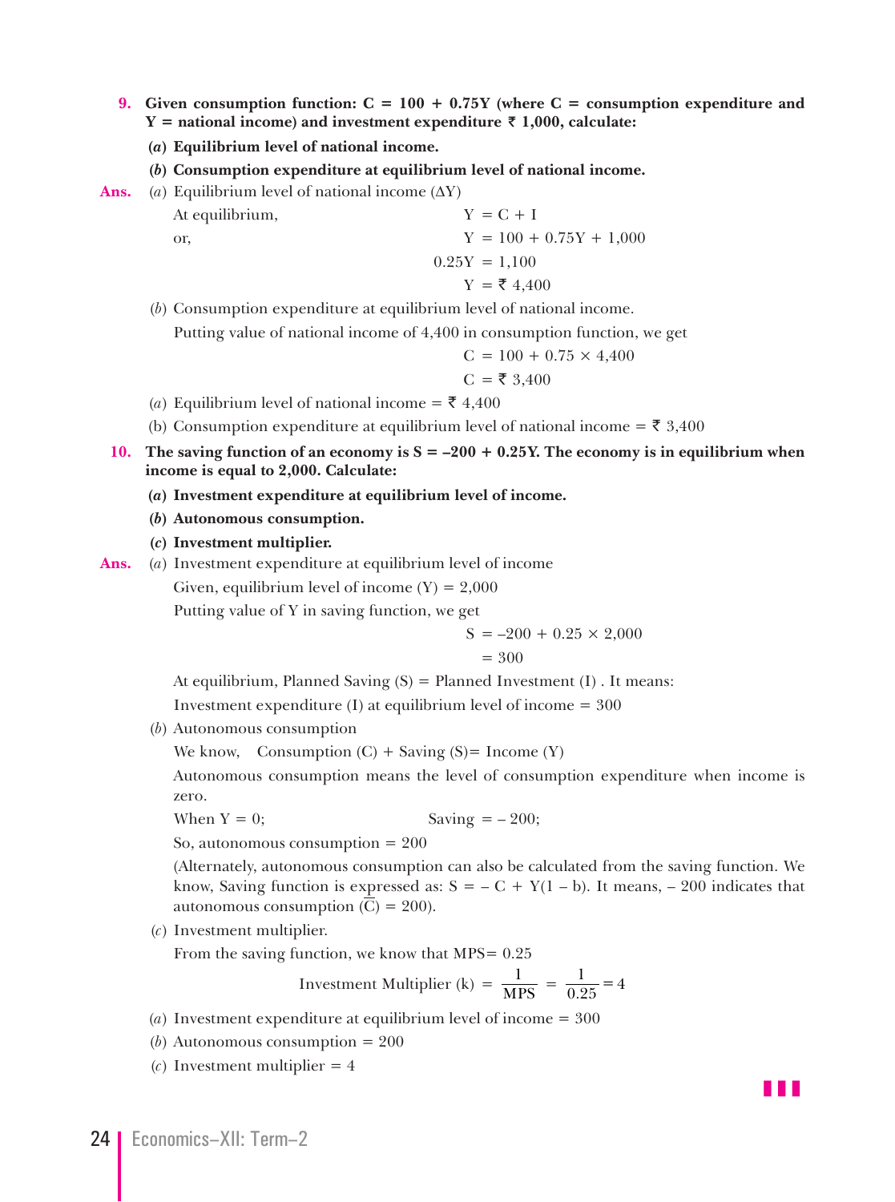**9. Given consumption function: C = 100 + 0.75Y (where C = consumption expenditure and Y = national income) and investment expenditure ₹ 1,000, calculate:**

**(a) Equilibrium level of national income.**

**(b) Consumption expenditure at equilibrium level of national income.**

**Ans.** (a) Equilibrium level of national income ($\Delta Y$)

At equilibrium, $Y = C + I$

or, $Y = 100 + 0.75Y + 1,000$

$0.25Y = 1,100$

$Y = ₹ 4,400$

(b) Consumption expenditure at equilibrium level of national income.

Putting value of national income of 4,400 in consumption function, we get

$C = 100 + 0.75 \times 4,400$

$C = ₹ 3,400$

(a) Equilibrium level of national income = ₹ 4,400

(b) Consumption expenditure at equilibrium level of national income = ₹ 3,400

**10. The saving function of an economy is S = –200 + 0.25Y. The economy is in equilibrium when income is equal to 2,000. Calculate:**

**(a) Investment expenditure at equilibrium level of income.**

**(b) Autonomous consumption.**

**(c) Investment multiplier.**

**Ans.** (a) Investment expenditure at equilibrium level of income

Given, equilibrium level of income (Y) = 2,000

Putting value of Y in saving function, we get

$S = -200 + 0.25 \times 2,000$

$= 300$

At equilibrium, Planned Saving (S) = Planned Investment (I) . It means:

Investment expenditure (I) at equilibrium level of income = 300

(b) Autonomous consumption

We know, Consumption (C) + Saving (S)= Income (Y)

Autonomous consumption means the level of consumption expenditure when income is zero.

When Y = 0; Saving = – 200;

So, autonomous consumption = 200

(Alternately, autonomous consumption can also be calculated from the saving function. We know, Saving function is expressed as: $S = -\bar{C} + Y(1 - b)$. It means, – 200 indicates that autonomous consumption ($\bar{C}$) = 200).

(c) Investment multiplier.

From the saving function, we know that MPS= 0.25

$$\text{Investment Multiplier (k)} = \frac{1}{\text{MPS}} = \frac{1}{0.25} = 4$$

(a) Investment expenditure at equilibrium level of income = 300

(b) Autonomous consumption = 200

(c) Investment multiplier = 4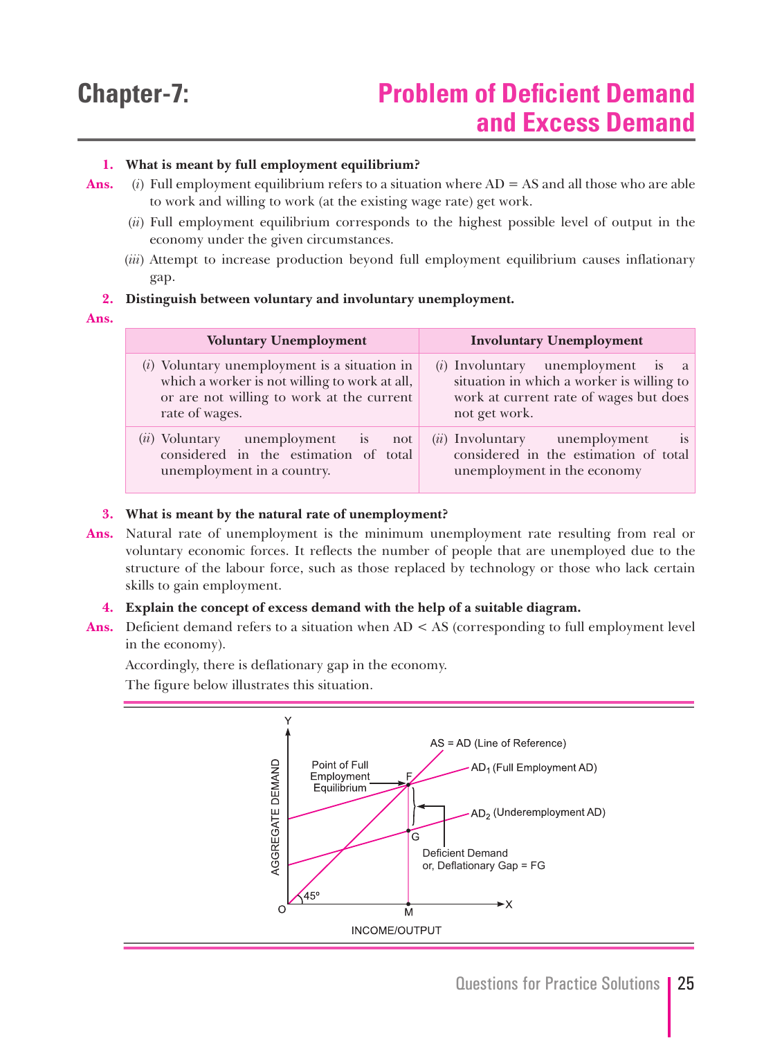# Chapter-7: Problem of Deficient Demand and Excess Demand

**1. What is meant by full employment equilibrium?**

**Ans.** (*i*) Full employment equilibrium refers to a situation where AD = AS and all those who are able to work and willing to work (at the existing wage rate) get work.

(*ii*) Full employment equilibrium corresponds to the highest possible level of output in the economy under the given circumstances.

(*iii*) Attempt to increase production beyond full employment equilibrium causes inflationary gap.

**2. Distinguish between voluntary and involuntary unemployment.**

**Ans.**

| Voluntary Unemployment | Involuntary Unemployment |
|---|---|
| (*i*) Voluntary unemployment is a situation in which a worker is not willing to work at all, or are not willing to work at the current rate of wages. | (*i*) Involuntary unemployment is a situation in which a worker is willing to work at current rate of wages but does not get work. |
| (*ii*) Voluntary unemployment is not considered in the estimation of total unemployment in a country. | (*ii*) Involuntary unemployment is considered in the estimation of total unemployment in the economy |

**3. What is meant by the natural rate of unemployment?**

**Ans.** Natural rate of unemployment is the minimum unemployment rate resulting from real or voluntary economic forces. It reflects the number of people that are unemployed due to the structure of the labour force, such as those replaced by technology or those who lack certain skills to gain employment.

**4. Explain the concept of excess demand with the help of a suitable diagram.**

**Ans.** Deficient demand refers to a situation when AD < AS (corresponding to full employment level in the economy).

Accordingly, there is deflationary gap in the economy.

The figure below illustrates this situation.

Y — AGGREGATE DEMAND; X — INCOME/OUTPUT; AS = AD (Line of Reference); $AD_1$ (Full Employment AD); $AD_2$ (Underemployment AD); Point of Full Employment Equilibrium (F); Deficient Demand or, Deflationary Gap = FG; 45°; O; M; G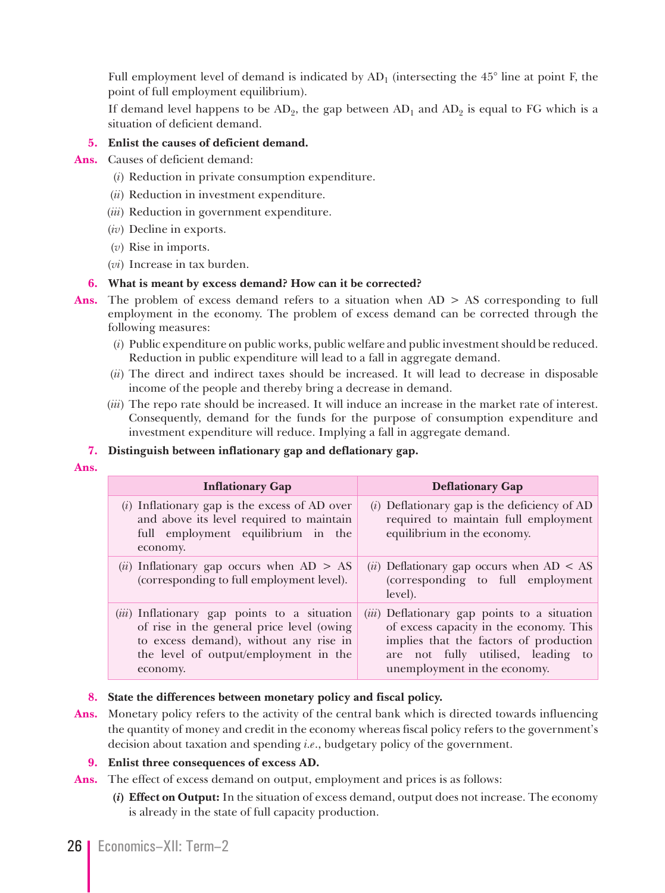Full employment level of demand is indicated by $AD_1$ (intersecting the 45° line at point F, the point of full employment equilibrium).

If demand level happens to be $AD_2$, the gap between $AD_1$ and $AD_2$ is equal to FG which is a situation of deficient demand.

**5. Enlist the causes of deficient demand.**

**Ans.** Causes of deficient demand:

(*i*) Reduction in private consumption expenditure.

(*ii*) Reduction in investment expenditure.

(*iii*) Reduction in government expenditure.

(*iv*) Decline in exports.

(*v*) Rise in imports.

(*vi*) Increase in tax burden.

**6. What is meant by excess demand? How can it be corrected?**

**Ans.** The problem of excess demand refers to a situation when AD > AS corresponding to full employment in the economy. The problem of excess demand can be corrected through the following measures:

(*i*) Public expenditure on public works, public welfare and public investment should be reduced. Reduction in public expenditure will lead to a fall in aggregate demand.

(*ii*) The direct and indirect taxes should be increased. It will lead to decrease in disposable income of the people and thereby bring a decrease in demand.

(*iii*) The repo rate should be increased. It will induce an increase in the market rate of interest. Consequently, demand for the funds for the purpose of consumption expenditure and investment expenditure will reduce. Implying a fall in aggregate demand.

**7. Distinguish between inflationary gap and deflationary gap.**

**Ans.**

| Inflationary Gap | Deflationary Gap |
|---|---|
| (*i*) Inflationary gap is the excess of AD over and above its level required to maintain full employment equilibrium in the economy. | (*i*) Deflationary gap is the deficiency of AD required to maintain full employment equilibrium in the economy. |
| (*ii*) Inflationary gap occurs when AD > AS (corresponding to full employment level). | (*ii*) Deflationary gap occurs when AD < AS (corresponding to full employment level). |
| (*iii*) Inflationary gap points to a situation of rise in the general price level (owing to excess demand), without any rise in the level of output/employment in the economy. | (*iii*) Deflationary gap points to a situation of excess capacity in the economy. This implies that the factors of production are not fully utilised, leading to unemployment in the economy. |

**8. State the differences between monetary policy and fiscal policy.**

**Ans.** Monetary policy refers to the activity of the central bank which is directed towards influencing the quantity of money and credit in the economy whereas fiscal policy refers to the government's decision about taxation and spending *i.e.*, budgetary policy of the government.

**9. Enlist three consequences of excess AD.**

**Ans.** The effect of excess demand on output, employment and prices is as follows:

**(*i*) Effect on Output:** In the situation of excess demand, output does not increase. The economy is already in the state of full capacity production.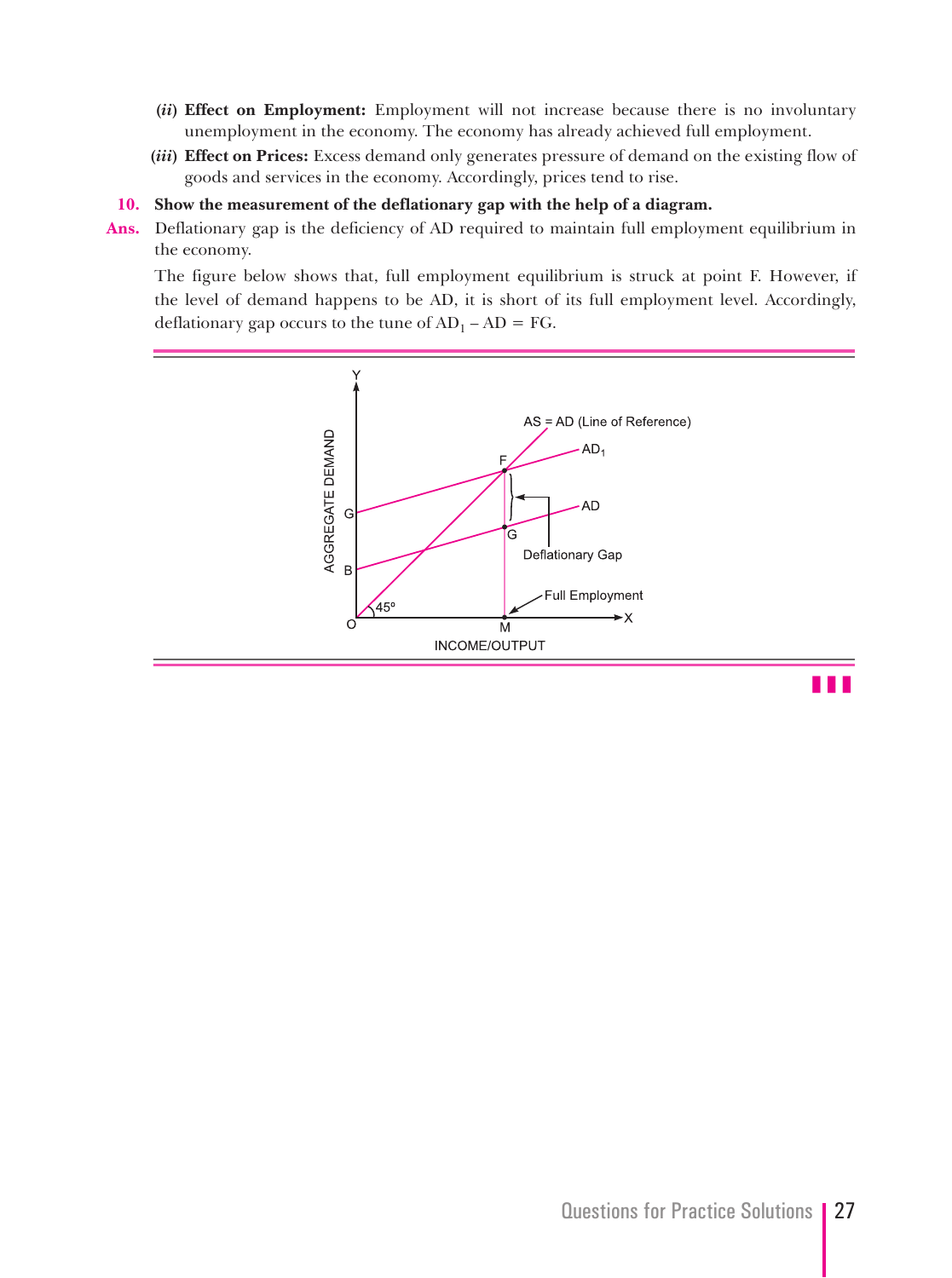(*ii*) **Effect on Employment:** Employment will not increase because there is no involuntary unemployment in the economy. The economy has already achieved full employment.

(*iii*) **Effect on Prices:** Excess demand only generates pressure of demand on the existing flow of goods and services in the economy. Accordingly, prices tend to rise.

**10. Show the measurement of the deflationary gap with the help of a diagram.**

**Ans.** Deflationary gap is the deficiency of AD required to maintain full employment equilibrium in the economy.

The figure below shows that, full employment equilibrium is struck at point F. However, if the level of demand happens to be AD, it is short of its full employment level. Accordingly, deflationary gap occurs to the tune of $AD_1 - AD = FG$.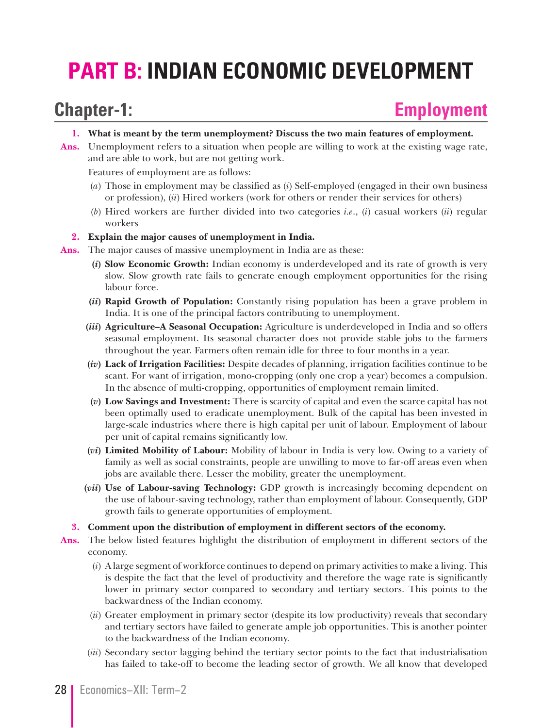# PART B: INDIAN ECONOMIC DEVELOPMENT

## Chapter-1: Employment

**1. What is meant by the term unemployment? Discuss the two main features of employment.**

**Ans.** Unemployment refers to a situation when people are willing to work at the existing wage rate, and are able to work, but are not getting work.

Features of employment are as follows:

(*a*) Those in employment may be classified as (*i*) Self-employed (engaged in their own business or profession), (*ii*) Hired workers (work for others or render their services for others)

(*b*) Hired workers are further divided into two categories *i.e*., (*i*) casual workers (*ii*) regular workers

**2. Explain the major causes of unemployment in India.**

**Ans.** The major causes of massive unemployment in India are as these:

(*i*) **Slow Economic Growth:** Indian economy is underdeveloped and its rate of growth is very slow. Slow growth rate fails to generate enough employment opportunities for the rising labour force.

(*ii*) **Rapid Growth of Population:** Constantly rising population has been a grave problem in India. It is one of the principal factors contributing to unemployment.

(*iii*) **Agriculture–A Seasonal Occupation:** Agriculture is underdeveloped in India and so offers seasonal employment. Its seasonal character does not provide stable jobs to the farmers throughout the year. Farmers often remain idle for three to four months in a year.

(*iv*) **Lack of Irrigation Facilities:** Despite decades of planning, irrigation facilities continue to be scant. For want of irrigation, mono-cropping (only one crop a year) becomes a compulsion. In the absence of multi-cropping, opportunities of employment remain limited.

(*v*) **Low Savings and Investment:** There is scarcity of capital and even the scarce capital has not been optimally used to eradicate unemployment. Bulk of the capital has been invested in large-scale industries where there is high capital per unit of labour. Employment of labour per unit of capital remains significantly low.

(*vi*) **Limited Mobility of Labour:** Mobility of labour in India is very low. Owing to a variety of family as well as social constraints, people are unwilling to move to far-off areas even when jobs are available there. Lesser the mobility, greater the unemployment.

(*vii*) **Use of Labour-saving Technology:** GDP growth is increasingly becoming dependent on the use of labour-saving technology, rather than employment of labour. Consequently, GDP growth fails to generate opportunities of employment.

**3. Comment upon the distribution of employment in different sectors of the economy.**

**Ans.** The below listed features highlight the distribution of employment in different sectors of the economy.

(*i*) A large segment of workforce continues to depend on primary activities to make a living. This is despite the fact that the level of productivity and therefore the wage rate is significantly lower in primary sector compared to secondary and tertiary sectors. This points to the backwardness of the Indian economy.

(*ii*) Greater employment in primary sector (despite its low productivity) reveals that secondary and tertiary sectors have failed to generate ample job opportunities. This is another pointer to the backwardness of the Indian economy.

(*iii*) Secondary sector lagging behind the tertiary sector points to the fact that industrialisation has failed to take-off to become the leading sector of growth. We all know that developed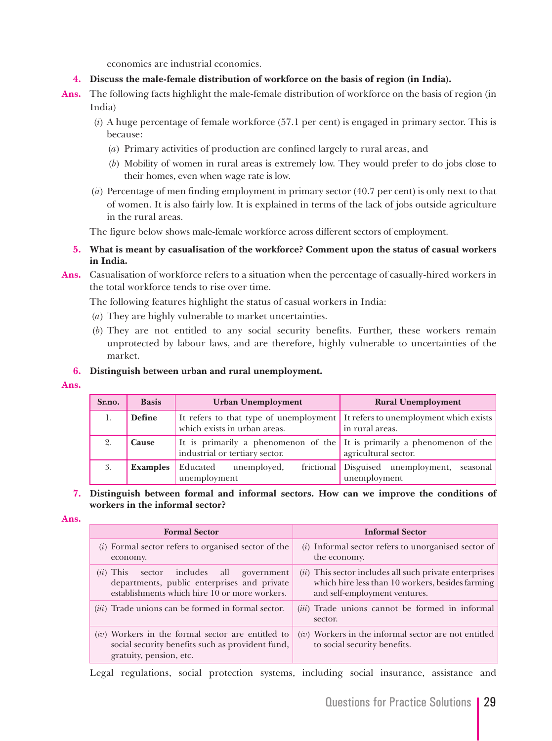economies are industrial economies.

**4. Discuss the male-female distribution of workforce on the basis of region (in India).**

**Ans.** The following facts highlight the male-female distribution of workforce on the basis of region (in India)

(*i*) A huge percentage of female workforce (57.1 per cent) is engaged in primary sector. This is because:

(*a*) Primary activities of production are confined largely to rural areas, and

(*b*) Mobility of women in rural areas is extremely low. They would prefer to do jobs close to their homes, even when wage rate is low.

(*ii*) Percentage of men finding employment in primary sector (40.7 per cent) is only next to that of women. It is also fairly low. It is explained in terms of the lack of jobs outside agriculture in the rural areas.

The figure below shows male-female workforce across different sectors of employment.

**5. What is meant by casualisation of the workforce? Comment upon the status of casual workers in India.**

**Ans.** Casualisation of workforce refers to a situation when the percentage of casually-hired workers in the total workforce tends to rise over time.

The following features highlight the status of casual workers in India:

(*a*) They are highly vulnerable to market uncertainties.

(*b*) They are not entitled to any social security benefits. Further, these workers remain unprotected by labour laws, and are therefore, highly vulnerable to uncertainties of the market.

**6. Distinguish between urban and rural unemployment.**

**Ans.**

| Sr.no. | Basis | Urban Unemployment | Rural Unemployment |
|---|---|---|---|
| 1. | **Define** | It refers to that type of unemployment which exists in urban areas. | It refers to unemployment which exists in rural areas. |
| 2. | **Cause** | It is primarily a phenomenon of the industrial or tertiary sector. | It is primarily a phenomenon of the agricultural sector. |
| 3. | **Examples** | Educated unemployed, frictional unemployment | Disguised unemployment, seasonal unemployment |

**7. Distinguish between formal and informal sectors. How can we improve the conditions of workers in the informal sector?**

**Ans.**

| Formal Sector | Informal Sector |
|---|---|
| (*i*) Formal sector refers to organised sector of the economy. | (*i*) Informal sector refers to unorganised sector of the economy. |
| (*ii*) This sector includes all government departments, public enterprises and private establishments which hire 10 or more workers. | (*ii*) This sector includes all such private enterprises which hire less than 10 workers, besides farming and self-employment ventures. |
| (*iii*) Trade unions can be formed in formal sector. | (*iii*) Trade unions cannot be formed in informal sector. |
| (*iv*) Workers in the formal sector are entitled to social security benefits such as provident fund, gratuity, pension, etc. | (*iv*) Workers in the informal sector are not entitled to social security benefits. |

Legal regulations, social protection systems, including social insurance, assistance and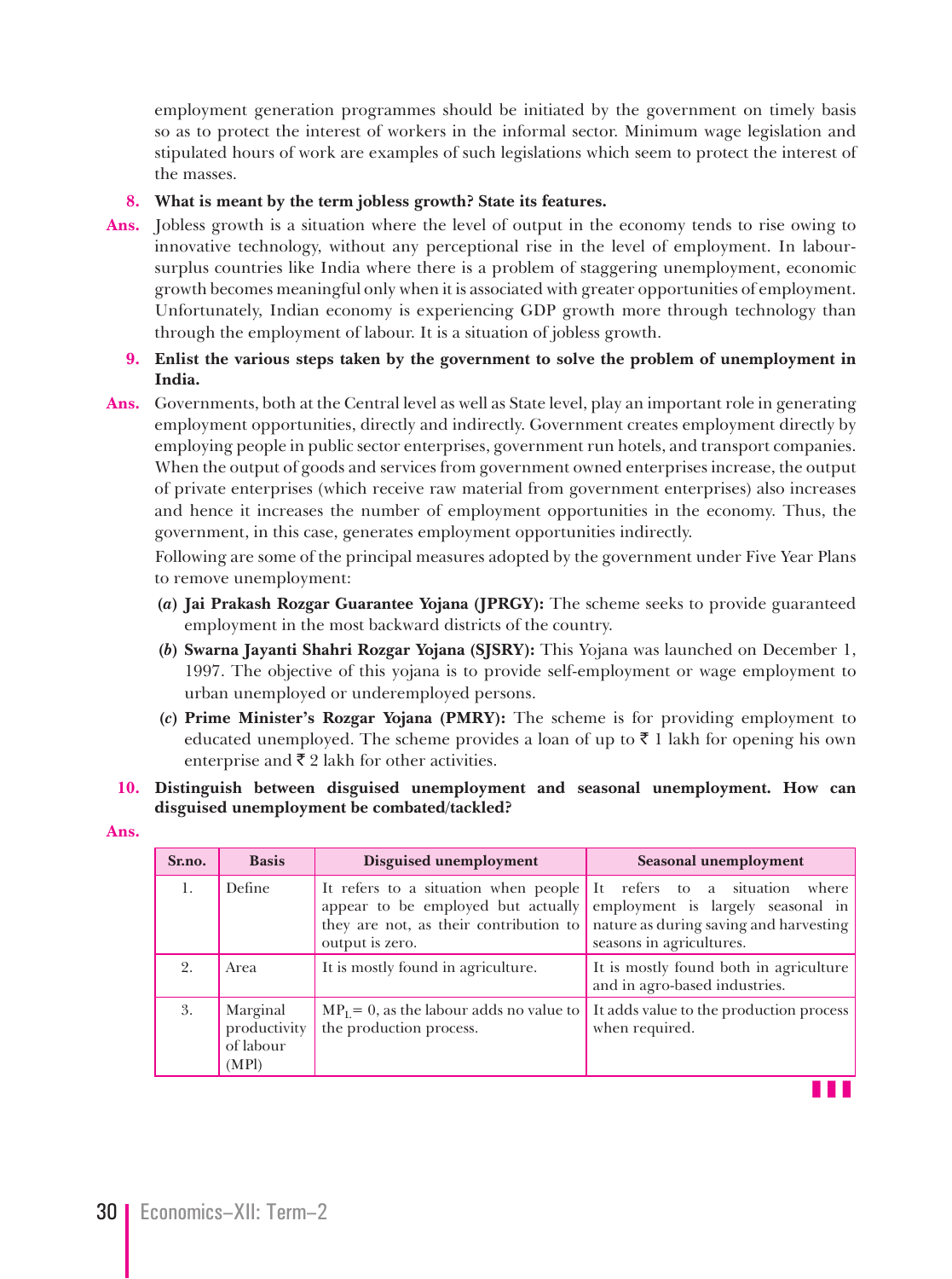employment generation programmes should be initiated by the government on timely basis so as to protect the interest of workers in the informal sector. Minimum wage legislation and stipulated hours of work are examples of such legislations which seem to protect the interest of the masses.

**8. What is meant by the term jobless growth? State its features.**

**Ans.** Jobless growth is a situation where the level of output in the economy tends to rise owing to innovative technology, without any perceptional rise in the level of employment. In labour-surplus countries like India where there is a problem of staggering unemployment, economic growth becomes meaningful only when it is associated with greater opportunities of employment. Unfortunately, Indian economy is experiencing GDP growth more through technology than through the employment of labour. It is a situation of jobless growth.

**9. Enlist the various steps taken by the government to solve the problem of unemployment in India.**

**Ans.** Governments, both at the Central level as well as State level, play an important role in generating employment opportunities, directly and indirectly. Government creates employment directly by employing people in public sector enterprises, government run hotels, and transport companies. When the output of goods and services from government owned enterprises increase, the output of private enterprises (which receive raw material from government enterprises) also increases and hence it increases the number of employment opportunities in the economy. Thus, the government, in this case, generates employment opportunities indirectly.

Following are some of the principal measures adopted by the government under Five Year Plans to remove unemployment:

(*a*) **Jai Prakash Rozgar Guarantee Yojana (JPRGY):** The scheme seeks to provide guaranteed employment in the most backward districts of the country.

(*b*) **Swarna Jayanti Shahri Rozgar Yojana (SJSRY):** This Yojana was launched on December 1, 1997. The objective of this yojana is to provide self-employment or wage employment to urban unemployed or underemployed persons.

(*c*) **Prime Minister's Rozgar Yojana (PMRY):** The scheme is for providing employment to educated unemployed. The scheme provides a loan of up to ₹ 1 lakh for opening his own enterprise and ₹ 2 lakh for other activities.

**10. Distinguish between disguised unemployment and seasonal unemployment. How can disguised unemployment be combated/tackled?**

**Ans.**

| Sr.no. | Basis | Disguised unemployment | Seasonal unemployment |
|---|---|---|---|
| 1. | Define | It refers to a situation when people appear to be employed but actually they are not, as their contribution to output is zero. | It refers to a situation where employment is largely seasonal in nature as during saving and harvesting seasons in agricultures. |
| 2. | Area | It is mostly found in agriculture. | It is mostly found both in agriculture and in agro-based industries. |
| 3. | Marginal productivity of labour (MPl) | $MP_L = 0$, as the labour adds no value to the production process. | It adds value to the production process when required. |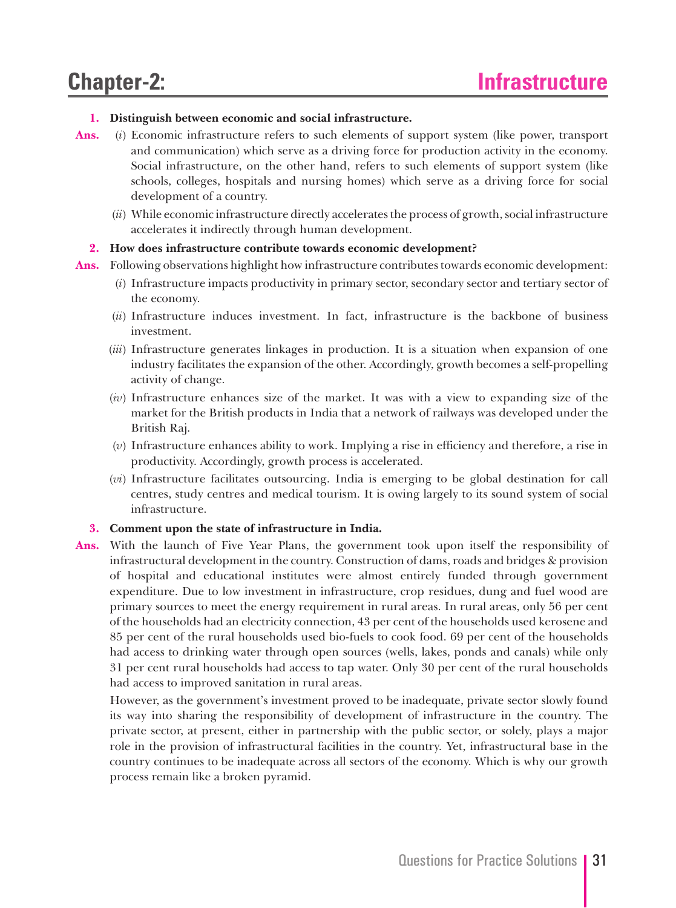# Chapter-2: Infrastructure

**1. Distinguish between economic and social infrastructure.**

**Ans.** (*i*) Economic infrastructure refers to such elements of support system (like power, transport and communication) which serve as a driving force for production activity in the economy. Social infrastructure, on the other hand, refers to such elements of support system (like schools, colleges, hospitals and nursing homes) which serve as a driving force for social development of a country.

(*ii*) While economic infrastructure directly accelerates the process of growth, social infrastructure accelerates it indirectly through human development.

**2. How does infrastructure contribute towards economic development?**

**Ans.** Following observations highlight how infrastructure contributes towards economic development:

(*i*) Infrastructure impacts productivity in primary sector, secondary sector and tertiary sector of the economy.

(*ii*) Infrastructure induces investment. In fact, infrastructure is the backbone of business investment.

(*iii*) Infrastructure generates linkages in production. It is a situation when expansion of one industry facilitates the expansion of the other. Accordingly, growth becomes a self-propelling activity of change.

(*iv*) Infrastructure enhances size of the market. It was with a view to expanding size of the market for the British products in India that a network of railways was developed under the British Raj.

(*v*) Infrastructure enhances ability to work. Implying a rise in efficiency and therefore, a rise in productivity. Accordingly, growth process is accelerated.

(*vi*) Infrastructure facilitates outsourcing. India is emerging to be global destination for call centres, study centres and medical tourism. It is owing largely to its sound system of social infrastructure.

**3. Comment upon the state of infrastructure in India.**

**Ans.** With the launch of Five Year Plans, the government took upon itself the responsibility of infrastructural development in the country. Construction of dams, roads and bridges & provision of hospital and educational institutes were almost entirely funded through government expenditure. Due to low investment in infrastructure, crop residues, dung and fuel wood are primary sources to meet the energy requirement in rural areas. In rural areas, only 56 per cent of the households had an electricity connection, 43 per cent of the households used kerosene and 85 per cent of the rural households used bio-fuels to cook food. 69 per cent of the households had access to drinking water through open sources (wells, lakes, ponds and canals) while only 31 per cent rural households had access to tap water. Only 30 per cent of the rural households had access to improved sanitation in rural areas.

However, as the government's investment proved to be inadequate, private sector slowly found its way into sharing the responsibility of development of infrastructure in the country. The private sector, at present, either in partnership with the public sector, or solely, plays a major role in the provision of infrastructural facilities in the country. Yet, infrastructural base in the country continues to be inadequate across all sectors of the economy. Which is why our growth process remain like a broken pyramid.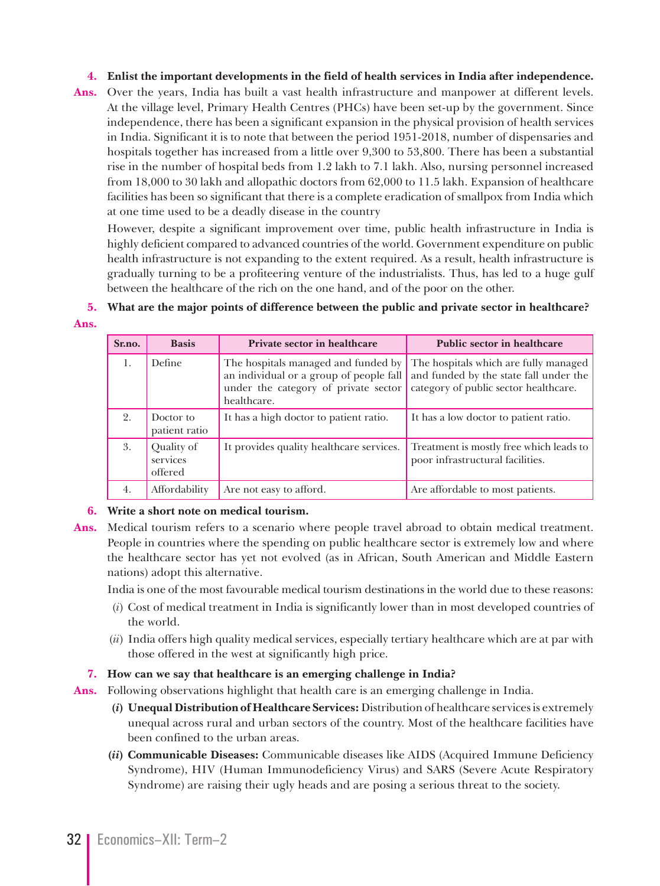**4. Enlist the important developments in the field of health services in India after independence.**

**Ans.** Over the years, India has built a vast health infrastructure and manpower at different levels. At the village level, Primary Health Centres (PHCs) have been set-up by the government. Since independence, there has been a significant expansion in the physical provision of health services in India. Significant it is to note that between the period 1951-2018, number of dispensaries and hospitals together has increased from a little over 9,300 to 53,800. There has been a substantial rise in the number of hospital beds from 1.2 lakh to 7.1 lakh. Also, nursing personnel increased from 18,000 to 30 lakh and allopathic doctors from 62,000 to 11.5 lakh. Expansion of healthcare facilities has been so significant that there is a complete eradication of smallpox from India which at one time used to be a deadly disease in the country

However, despite a significant improvement over time, public health infrastructure in India is highly deficient compared to advanced countries of the world. Government expenditure on public health infrastructure is not expanding to the extent required. As a result, health infrastructure is gradually turning to be a profiteering venture of the industrialists. Thus, has led to a huge gulf between the healthcare of the rich on the one hand, and of the poor on the other.

**5. What are the major points of difference between the public and private sector in healthcare?**

**Ans.**

| Sr.no. | Basis | Private sector in healthcare | Public sector in healthcare |
|---|---|---|---|
| 1. | Define | The hospitals managed and funded by an individual or a group of people fall under the category of private sector healthcare. | The hospitals which are fully managed and funded by the state fall under the category of public sector healthcare. |
| 2. | Doctor to patient ratio | It has a high doctor to patient ratio. | It has a low doctor to patient ratio. |
| 3. | Quality of services offered | It provides quality healthcare services. | Treatment is mostly free which leads to poor infrastructural facilities. |
| 4. | Affordability | Are not easy to afford. | Are affordable to most patients. |

**6. Write a short note on medical tourism.**

**Ans.** Medical tourism refers to a scenario where people travel abroad to obtain medical treatment. People in countries where the spending on public healthcare sector is extremely low and where the healthcare sector has yet not evolved (as in African, South American and Middle Eastern nations) adopt this alternative.

India is one of the most favourable medical tourism destinations in the world due to these reasons:

(*i*) Cost of medical treatment in India is significantly lower than in most developed countries of the world.

(*ii*) India offers high quality medical services, especially tertiary healthcare which are at par with those offered in the west at significantly high price.

**7. How can we say that healthcare is an emerging challenge in India?**

**Ans.** Following observations highlight that health care is an emerging challenge in India.

**(*i*) Unequal Distribution of Healthcare Services:** Distribution of healthcare services is extremely unequal across rural and urban sectors of the country. Most of the healthcare facilities have been confined to the urban areas.

**(*ii*) Communicable Diseases:** Communicable diseases like AIDS (Acquired Immune Deficiency Syndrome), HIV (Human Immunodeficiency Virus) and SARS (Severe Acute Respiratory Syndrome) are raising their ugly heads and are posing a serious threat to the society.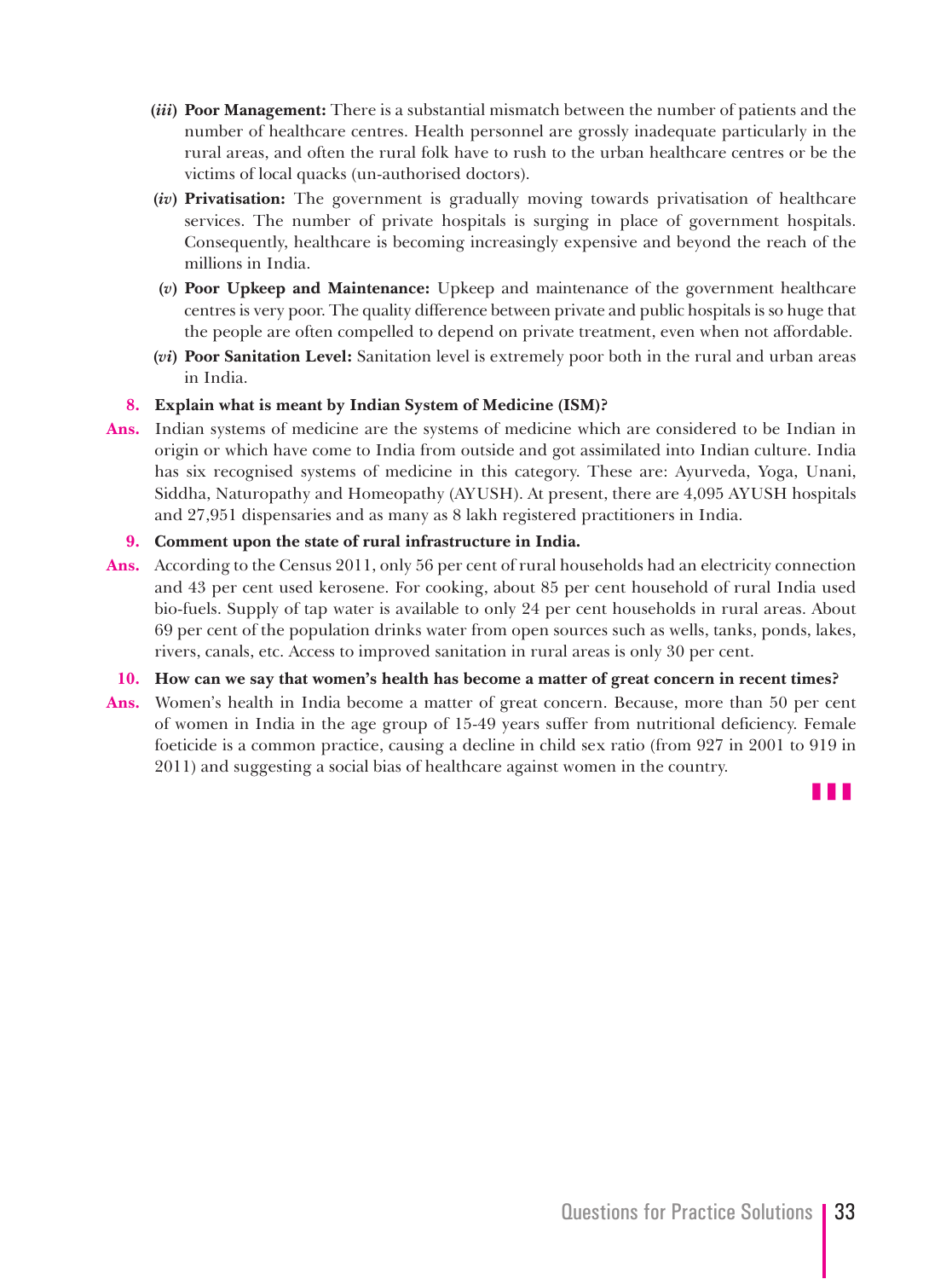(*iii*) **Poor Management:** There is a substantial mismatch between the number of patients and the number of healthcare centres. Health personnel are grossly inadequate particularly in the rural areas, and often the rural folk have to rush to the urban healthcare centres or be the victims of local quacks (un-authorised doctors).

(*iv*) **Privatisation:** The government is gradually moving towards privatisation of healthcare services. The number of private hospitals is surging in place of government hospitals. Consequently, healthcare is becoming increasingly expensive and beyond the reach of the millions in India.

(*v*) **Poor Upkeep and Maintenance:** Upkeep and maintenance of the government healthcare centres is very poor. The quality difference between private and public hospitals is so huge that the people are often compelled to depend on private treatment, even when not affordable.

(*vi*) **Poor Sanitation Level:** Sanitation level is extremely poor both in the rural and urban areas in India.

**8. Explain what is meant by Indian System of Medicine (ISM)?**

**Ans.** Indian systems of medicine are the systems of medicine which are considered to be Indian in origin or which have come to India from outside and got assimilated into Indian culture. India has six recognised systems of medicine in this category. These are: Ayurveda, Yoga, Unani, Siddha, Naturopathy and Homeopathy (AYUSH). At present, there are 4,095 AYUSH hospitals and 27,951 dispensaries and as many as 8 lakh registered practitioners in India.

**9. Comment upon the state of rural infrastructure in India.**

**Ans.** According to the Census 2011, only 56 per cent of rural households had an electricity connection and 43 per cent used kerosene. For cooking, about 85 per cent household of rural India used bio-fuels. Supply of tap water is available to only 24 per cent households in rural areas. About 69 per cent of the population drinks water from open sources such as wells, tanks, ponds, lakes, rivers, canals, etc. Access to improved sanitation in rural areas is only 30 per cent.

**10. How can we say that women's health has become a matter of great concern in recent times?**

**Ans.** Women's health in India become a matter of great concern. Because, more than 50 per cent of women in India in the age group of 15-49 years suffer from nutritional deficiency. Female foeticide is a common practice, causing a decline in child sex ratio (from 927 in 2001 to 919 in 2011) and suggesting a social bias of healthcare against women in the country.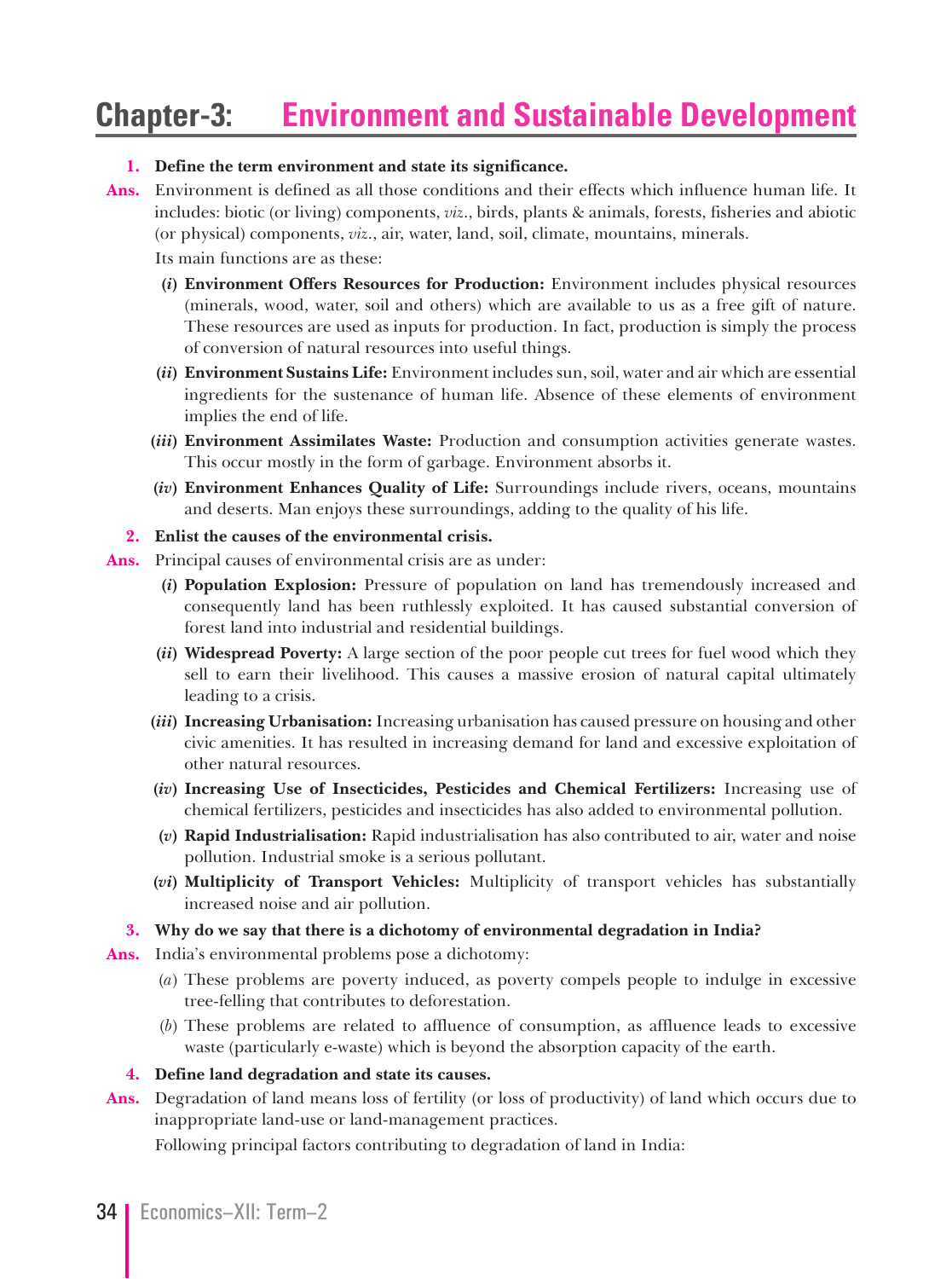# Chapter-3: Environment and Sustainable Development

**1. Define the term environment and state its significance.**

**Ans.** Environment is defined as all those conditions and their effects which influence human life. It includes: biotic (or living) components, *viz.*, birds, plants & animals, forests, fisheries and abiotic (or physical) components, *viz.*, air, water, land, soil, climate, mountains, minerals.

Its main functions are as these:

(*i*) **Environment Offers Resources for Production:** Environment includes physical resources (minerals, wood, water, soil and others) which are available to us as a free gift of nature. These resources are used as inputs for production. In fact, production is simply the process of conversion of natural resources into useful things.

(*ii*) **Environment Sustains Life:** Environment includes sun, soil, water and air which are essential ingredients for the sustenance of human life. Absence of these elements of environment implies the end of life.

(*iii*) **Environment Assimilates Waste:** Production and consumption activities generate wastes. This occur mostly in the form of garbage. Environment absorbs it.

(*iv*) **Environment Enhances Quality of Life:** Surroundings include rivers, oceans, mountains and deserts. Man enjoys these surroundings, adding to the quality of his life.

**2. Enlist the causes of the environmental crisis.**

**Ans.** Principal causes of environmental crisis are as under:

(*i*) **Population Explosion:** Pressure of population on land has tremendously increased and consequently land has been ruthlessly exploited. It has caused substantial conversion of forest land into industrial and residential buildings.

(*ii*) **Widespread Poverty:** A large section of the poor people cut trees for fuel wood which they sell to earn their livelihood. This causes a massive erosion of natural capital ultimately leading to a crisis.

(*iii*) **Increasing Urbanisation:** Increasing urbanisation has caused pressure on housing and other civic amenities. It has resulted in increasing demand for land and excessive exploitation of other natural resources.

(*iv*) **Increasing Use of Insecticides, Pesticides and Chemical Fertilizers:** Increasing use of chemical fertilizers, pesticides and insecticides has also added to environmental pollution.

(*v*) **Rapid Industrialisation:** Rapid industrialisation has also contributed to air, water and noise pollution. Industrial smoke is a serious pollutant.

(*vi*) **Multiplicity of Transport Vehicles:** Multiplicity of transport vehicles has substantially increased noise and air pollution.

**3. Why do we say that there is a dichotomy of environmental degradation in India?**

**Ans.** India's environmental problems pose a dichotomy:

(*a*) These problems are poverty induced, as poverty compels people to indulge in excessive tree-felling that contributes to deforestation.

(*b*) These problems are related to affluence of consumption, as affluence leads to excessive waste (particularly e-waste) which is beyond the absorption capacity of the earth.

**4. Define land degradation and state its causes.**

**Ans.** Degradation of land means loss of fertility (or loss of productivity) of land which occurs due to inappropriate land-use or land-management practices.

Following principal factors contributing to degradation of land in India: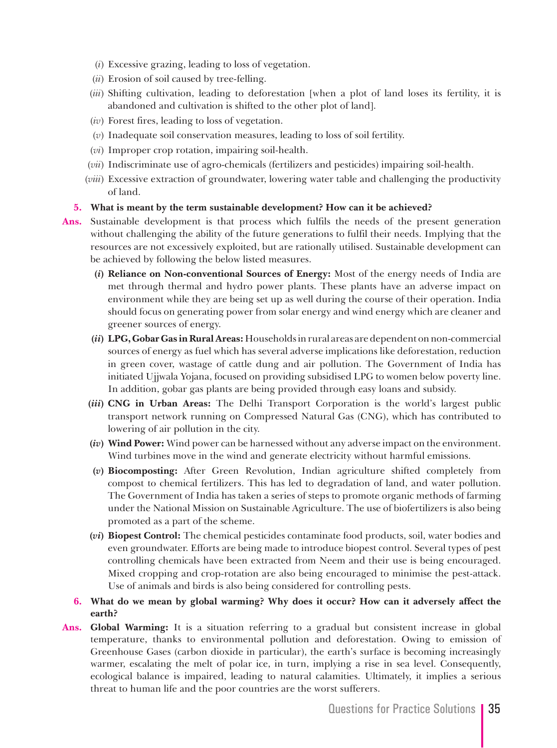(*i*) Excessive grazing, leading to loss of vegetation.

(*ii*) Erosion of soil caused by tree-felling.

(*iii*) Shifting cultivation, leading to deforestation [when a plot of land loses its fertility, it is abandoned and cultivation is shifted to the other plot of land].

(*iv*) Forest fires, leading to loss of vegetation.

(*v*) Inadequate soil conservation measures, leading to loss of soil fertility.

(*vi*) Improper crop rotation, impairing soil-health.

(*vii*) Indiscriminate use of agro-chemicals (fertilizers and pesticides) impairing soil-health.

(*viii*) Excessive extraction of groundwater, lowering water table and challenging the productivity of land.

**5. What is meant by the term sustainable development? How can it be achieved?**

**Ans.** Sustainable development is that process which fulfils the needs of the present generation without challenging the ability of the future generations to fulfil their needs. Implying that the resources are not excessively exploited, but are rationally utilised. Sustainable development can be achieved by following the below listed measures.

**(*i*) Reliance on Non-conventional Sources of Energy:** Most of the energy needs of India are met through thermal and hydro power plants. These plants have an adverse impact on environment while they are being set up as well during the course of their operation. India should focus on generating power from solar energy and wind energy which are cleaner and greener sources of energy.

**(*ii*) LPG, Gobar Gas in Rural Areas:** Households in rural areas are dependent on non-commercial sources of energy as fuel which has several adverse implications like deforestation, reduction in green cover, wastage of cattle dung and air pollution. The Government of India has initiated Ujjwala Yojana, focused on providing subsidised LPG to women below poverty line. In addition, gobar gas plants are being provided through easy loans and subsidy.

**(*iii*) CNG in Urban Areas:** The Delhi Transport Corporation is the world's largest public transport network running on Compressed Natural Gas (CNG), which has contributed to lowering of air pollution in the city.

**(*iv*) Wind Power:** Wind power can be harnessed without any adverse impact on the environment. Wind turbines move in the wind and generate electricity without harmful emissions.

**(*v*) Biocomposting:** After Green Revolution, Indian agriculture shifted completely from compost to chemical fertilizers. This has led to degradation of land, and water pollution. The Government of India has taken a series of steps to promote organic methods of farming under the National Mission on Sustainable Agriculture. The use of biofertilizers is also being promoted as a part of the scheme.

**(*vi*) Biopest Control:** The chemical pesticides contaminate food products, soil, water bodies and even groundwater. Efforts are being made to introduce biopest control. Several types of pest controlling chemicals have been extracted from Neem and their use is being encouraged. Mixed cropping and crop-rotation are also being encouraged to minimise the pest-attack. Use of animals and birds is also being considered for controlling pests.

**6. What do we mean by global warming? Why does it occur? How can it adversely affect the earth?**

**Ans. Global Warming:** It is a situation referring to a gradual but consistent increase in global temperature, thanks to environmental pollution and deforestation. Owing to emission of Greenhouse Gases (carbon dioxide in particular), the earth's surface is becoming increasingly warmer, escalating the melt of polar ice, in turn, implying a rise in sea level. Consequently, ecological balance is impaired, leading to natural calamities. Ultimately, it implies a serious threat to human life and the poor countries are the worst sufferers.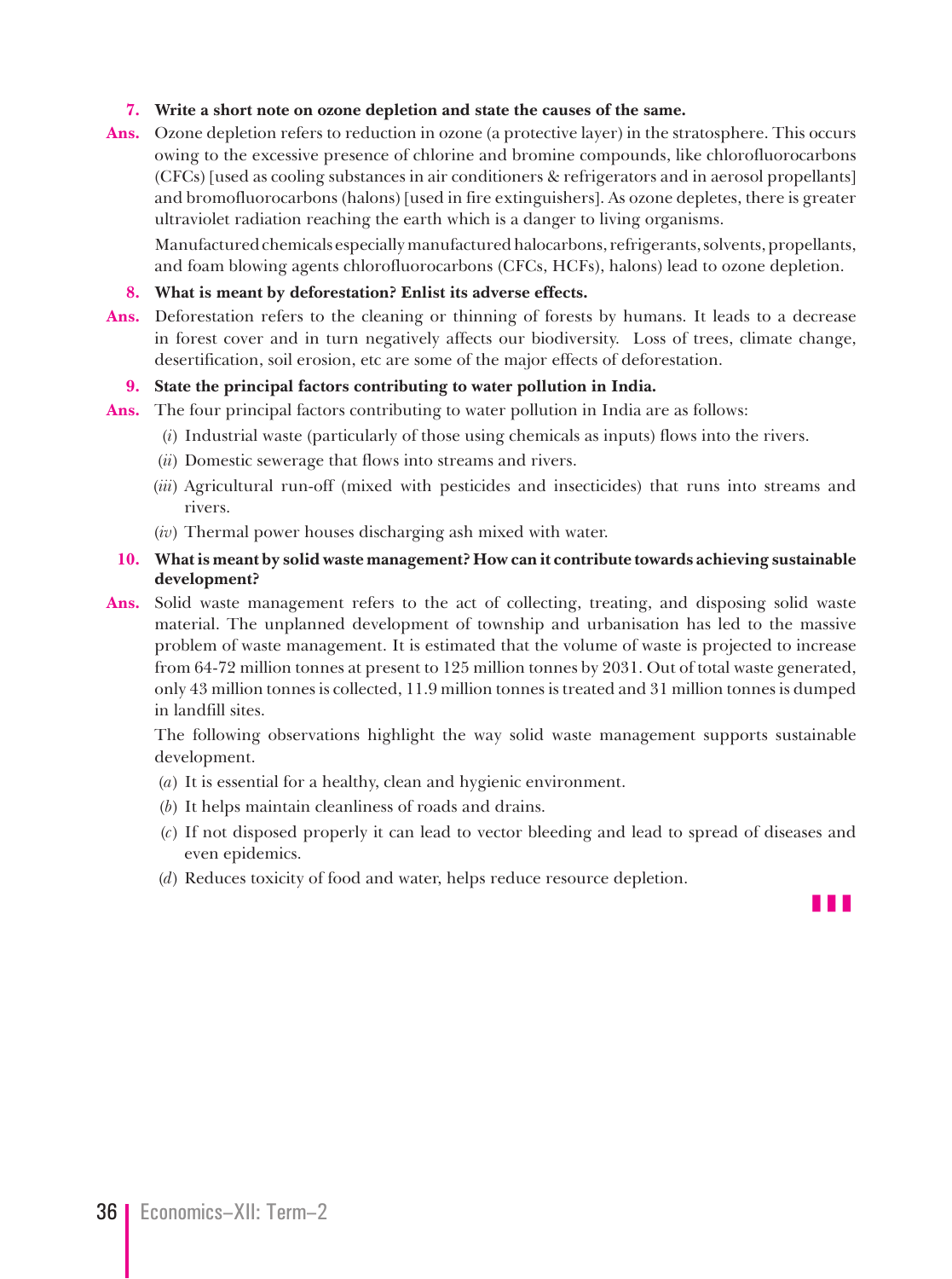**7. Write a short note on ozone depletion and state the causes of the same.**

**Ans.** Ozone depletion refers to reduction in ozone (a protective layer) in the stratosphere. This occurs owing to the excessive presence of chlorine and bromine compounds, like chlorofluorocarbons (CFCs) [used as cooling substances in air conditioners & refrigerators and in aerosol propellants] and bromofluorocarbons (halons) [used in fire extinguishers]. As ozone depletes, there is greater ultraviolet radiation reaching the earth which is a danger to living organisms.

Manufactured chemicals especially manufactured halocarbons, refrigerants, solvents, propellants, and foam blowing agents chlorofluorocarbons (CFCs, HCFs), halons) lead to ozone depletion.

**8. What is meant by deforestation? Enlist its adverse effects.**

**Ans.** Deforestation refers to the cleaning or thinning of forests by humans. It leads to a decrease in forest cover and in turn negatively affects our biodiversity. Loss of trees, climate change, desertification, soil erosion, etc are some of the major effects of deforestation.

**9. State the principal factors contributing to water pollution in India.**

**Ans.** The four principal factors contributing to water pollution in India are as follows:

(*i*) Industrial waste (particularly of those using chemicals as inputs) flows into the rivers.

(*ii*) Domestic sewerage that flows into streams and rivers.

(*iii*) Agricultural run-off (mixed with pesticides and insecticides) that runs into streams and rivers.

(*iv*) Thermal power houses discharging ash mixed with water.

**10. What is meant by solid waste management? How can it contribute towards achieving sustainable development?**

**Ans.** Solid waste management refers to the act of collecting, treating, and disposing solid waste material. The unplanned development of township and urbanisation has led to the massive problem of waste management. It is estimated that the volume of waste is projected to increase from 64-72 million tonnes at present to 125 million tonnes by 2031. Out of total waste generated, only 43 million tonnes is collected, 11.9 million tonnes is treated and 31 million tonnes is dumped in landfill sites.

The following observations highlight the way solid waste management supports sustainable development.

(*a*) It is essential for a healthy, clean and hygienic environment.

(*b*) It helps maintain cleanliness of roads and drains.

(*c*) If not disposed properly it can lead to vector bleeding and lead to spread of diseases and even epidemics.

(*d*) Reduces toxicity of food and water, helps reduce resource depletion.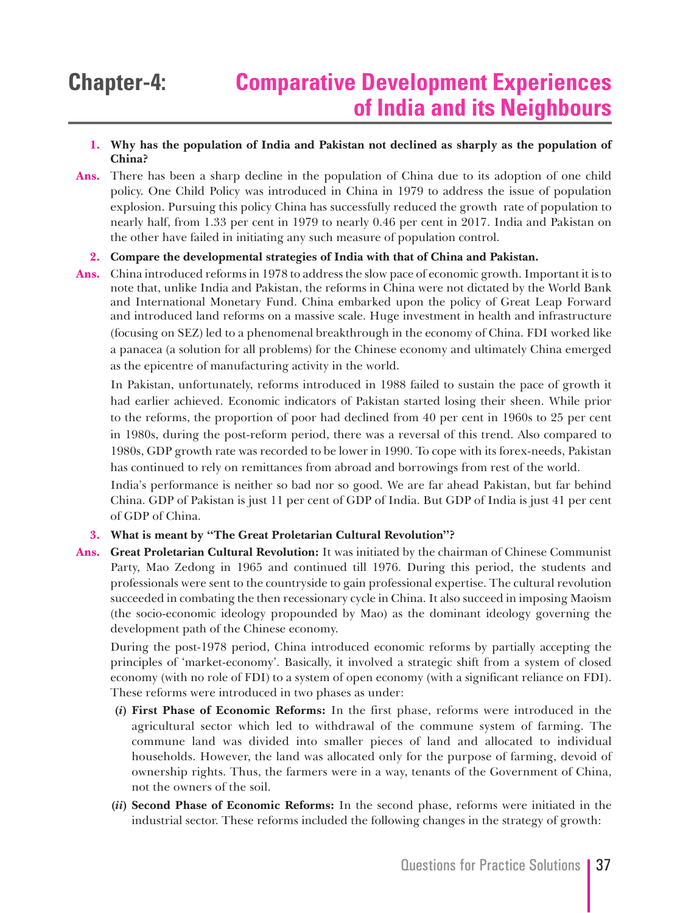# Chapter-4: Comparative Development Experiences of India and its Neighbours

**1. Why has the population of India and Pakistan not declined as sharply as the population of China?**

**Ans.** There has been a sharp decline in the population of China due to its adoption of one child policy. One Child Policy was introduced in China in 1979 to address the issue of population explosion. Pursuing this policy China has successfully reduced the growth rate of population to nearly half, from 1.33 per cent in 1979 to nearly 0.46 per cent in 2017. India and Pakistan on the other have failed in initiating any such measure of population control.

**2. Compare the developmental strategies of India with that of China and Pakistan.**

**Ans.** China introduced reforms in 1978 to address the slow pace of economic growth. Important it is to note that, unlike India and Pakistan, the reforms in China were not dictated by the World Bank and International Monetary Fund. China embarked upon the policy of Great Leap Forward and introduced land reforms on a massive scale. Huge investment in health and infrastructure (focusing on SEZ) led to a phenomenal breakthrough in the economy of China. FDI worked like a panacea (a solution for all problems) for the Chinese economy and ultimately China emerged as the epicentre of manufacturing activity in the world.

In Pakistan, unfortunately, reforms introduced in 1988 failed to sustain the pace of growth it had earlier achieved. Economic indicators of Pakistan started losing their sheen. While prior to the reforms, the proportion of poor had declined from 40 per cent in 1960s to 25 per cent in 1980s, during the post-reform period, there was a reversal of this trend. Also compared to 1980s, GDP growth rate was recorded to be lower in 1990. To cope with its forex-needs, Pakistan has continued to rely on remittances from abroad and borrowings from rest of the world.

India's performance is neither so bad nor so good. We are far ahead Pakistan, but far behind China. GDP of Pakistan is just 11 per cent of GDP of India. But GDP of India is just 41 per cent of GDP of China.

**3. What is meant by "The Great Proletarian Cultural Revolution"?**

**Ans.** **Great Proletarian Cultural Revolution:** It was initiated by the chairman of Chinese Communist Party, Mao Zedong in 1965 and continued till 1976. During this period, the students and professionals were sent to the countryside to gain professional expertise. The cultural revolution succeeded in combating the then recessionary cycle in China. It also succeed in imposing Maoism (the socio-economic ideology propounded by Mao) as the dominant ideology governing the development path of the Chinese economy.

During the post-1978 period, China introduced economic reforms by partially accepting the principles of 'market-economy'. Basically, it involved a strategic shift from a system of closed economy (with no role of FDI) to a system of open economy (with a significant reliance on FDI). These reforms were introduced in two phases as under:

(*i*) **First Phase of Economic Reforms:** In the first phase, reforms were introduced in the agricultural sector which led to withdrawal of the commune system of farming. The commune land was divided into smaller pieces of land and allocated to individual households. However, the land was allocated only for the purpose of farming, devoid of ownership rights. Thus, the farmers were in a way, tenants of the Government of China, not the owners of the soil.

(*ii*) **Second Phase of Economic Reforms:** In the second phase, reforms were initiated in the industrial sector. These reforms included the following changes in the strategy of growth: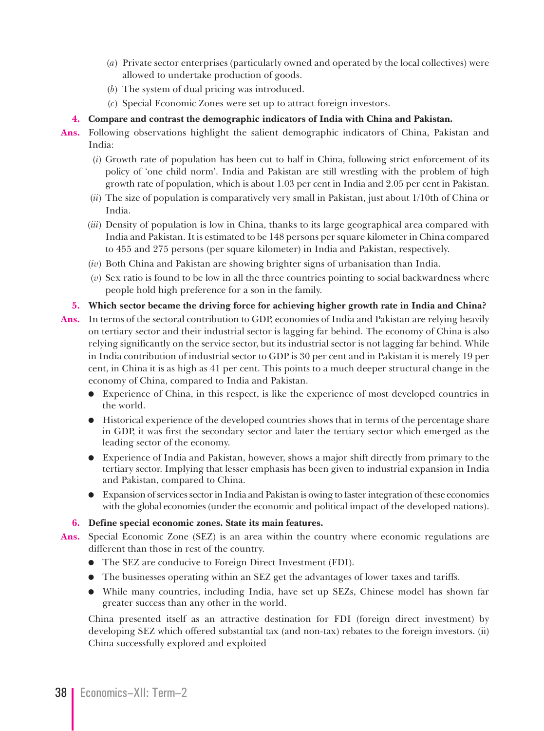(*a*) Private sector enterprises (particularly owned and operated by the local collectives) were allowed to undertake production of goods.

(*b*) The system of dual pricing was introduced.

(*c*) Special Economic Zones were set up to attract foreign investors.

**4. Compare and contrast the demographic indicators of India with China and Pakistan.**

**Ans.** Following observations highlight the salient demographic indicators of China, Pakistan and India:

(*i*) Growth rate of population has been cut to half in China, following strict enforcement of its policy of 'one child norm'. India and Pakistan are still wrestling with the problem of high growth rate of population, which is about 1.03 per cent in India and 2.05 per cent in Pakistan.

(*ii*) The size of population is comparatively very small in Pakistan, just about 1/10th of China or India.

(*iii*) Density of population is low in China, thanks to its large geographical area compared with India and Pakistan. It is estimated to be 148 persons per square kilometer in China compared to 455 and 275 persons (per square kilometer) in India and Pakistan, respectively.

(*iv*) Both China and Pakistan are showing brighter signs of urbanisation than India.

(*v*) Sex ratio is found to be low in all the three countries pointing to social backwardness where people hold high preference for a son in the family.

**5. Which sector became the driving force for achieving higher growth rate in India and China?**

**Ans.** In terms of the sectoral contribution to GDP, economies of India and Pakistan are relying heavily on tertiary sector and their industrial sector is lagging far behind. The economy of China is also relying significantly on the service sector, but its industrial sector is not lagging far behind. While in India contribution of industrial sector to GDP is 30 per cent and in Pakistan it is merely 19 per cent, in China it is as high as 41 per cent. This points to a much deeper structural change in the economy of China, compared to India and Pakistan.

- Experience of China, in this respect, is like the experience of most developed countries in the world.
- Historical experience of the developed countries shows that in terms of the percentage share in GDP, it was first the secondary sector and later the tertiary sector which emerged as the leading sector of the economy.
- Experience of India and Pakistan, however, shows a major shift directly from primary to the tertiary sector. Implying that lesser emphasis has been given to industrial expansion in India and Pakistan, compared to China.
- Expansion of services sector in India and Pakistan is owing to faster integration of these economies with the global economies (under the economic and political impact of the developed nations).

**6. Define special economic zones. State its main features.**

**Ans.** Special Economic Zone (SEZ) is an area within the country where economic regulations are different than those in rest of the country.

- The SEZ are conducive to Foreign Direct Investment (FDI).
- The businesses operating within an SEZ get the advantages of lower taxes and tariffs.
- While many countries, including India, have set up SEZs, Chinese model has shown far greater success than any other in the world.

China presented itself as an attractive destination for FDI (foreign direct investment) by developing SEZ which offered substantial tax (and non-tax) rebates to the foreign investors. (ii) China successfully explored and exploited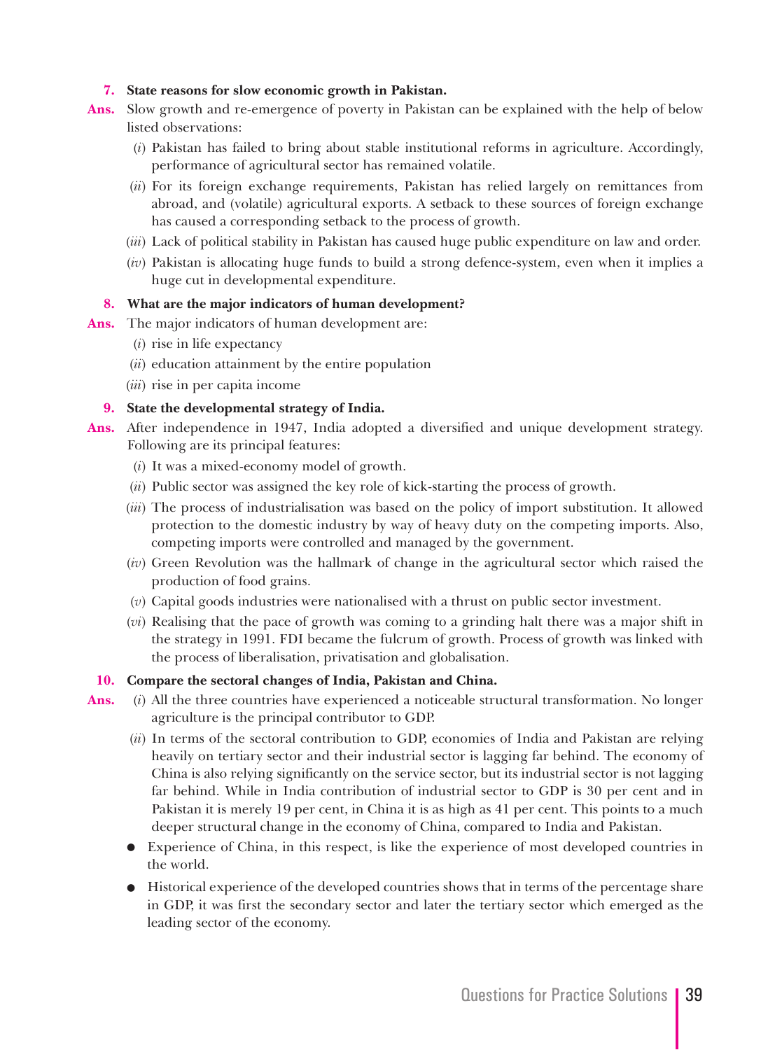**7. State reasons for slow economic growth in Pakistan.**

**Ans.** Slow growth and re-emergence of poverty in Pakistan can be explained with the help of below listed observations:

(*i*) Pakistan has failed to bring about stable institutional reforms in agriculture. Accordingly, performance of agricultural sector has remained volatile.

(*ii*) For its foreign exchange requirements, Pakistan has relied largely on remittances from abroad, and (volatile) agricultural exports. A setback to these sources of foreign exchange has caused a corresponding setback to the process of growth.

(*iii*) Lack of political stability in Pakistan has caused huge public expenditure on law and order.

(*iv*) Pakistan is allocating huge funds to build a strong defence-system, even when it implies a huge cut in developmental expenditure.

**8. What are the major indicators of human development?**

**Ans.** The major indicators of human development are:

(*i*) rise in life expectancy

(*ii*) education attainment by the entire population

(*iii*) rise in per capita income

**9. State the developmental strategy of India.**

**Ans.** After independence in 1947, India adopted a diversified and unique development strategy. Following are its principal features:

(*i*) It was a mixed-economy model of growth.

(*ii*) Public sector was assigned the key role of kick-starting the process of growth.

(*iii*) The process of industrialisation was based on the policy of import substitution. It allowed protection to the domestic industry by way of heavy duty on the competing imports. Also, competing imports were controlled and managed by the government.

(*iv*) Green Revolution was the hallmark of change in the agricultural sector which raised the production of food grains.

(*v*) Capital goods industries were nationalised with a thrust on public sector investment.

(*vi*) Realising that the pace of growth was coming to a grinding halt there was a major shift in the strategy in 1991. FDI became the fulcrum of growth. Process of growth was linked with the process of liberalisation, privatisation and globalisation.

**10. Compare the sectoral changes of India, Pakistan and China.**

**Ans.** (*i*) All the three countries have experienced a noticeable structural transformation. No longer agriculture is the principal contributor to GDP.

(*ii*) In terms of the sectoral contribution to GDP, economies of India and Pakistan are relying heavily on tertiary sector and their industrial sector is lagging far behind. The economy of China is also relying significantly on the service sector, but its industrial sector is not lagging far behind. While in India contribution of industrial sector to GDP is 30 per cent and in Pakistan it is merely 19 per cent, in China it is as high as 41 per cent. This points to a much deeper structural change in the economy of China, compared to India and Pakistan.

- Experience of China, in this respect, is like the experience of most developed countries in the world.
- Historical experience of the developed countries shows that in terms of the percentage share in GDP, it was first the secondary sector and later the tertiary sector which emerged as the leading sector of the economy.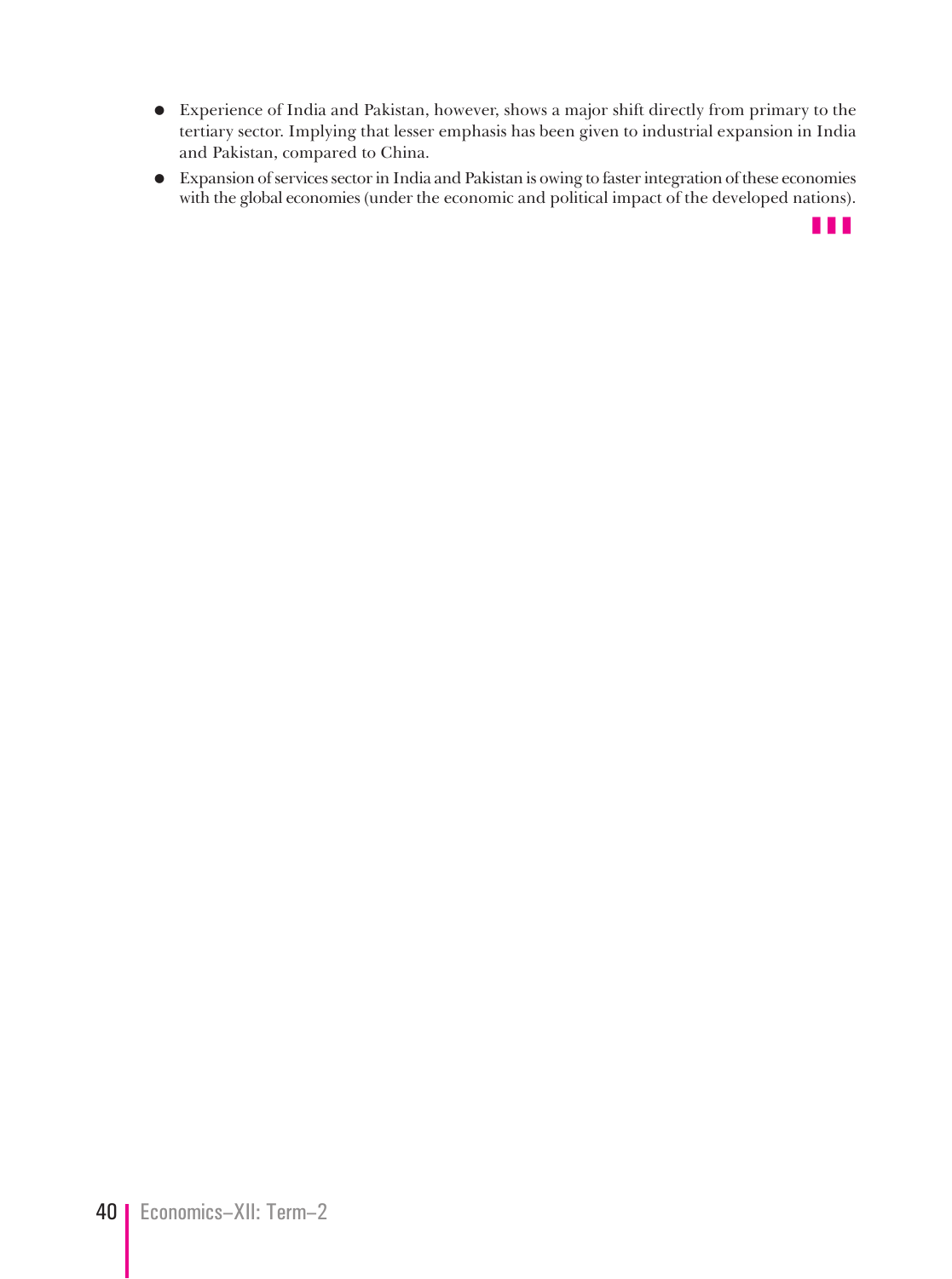- Experience of India and Pakistan, however, shows a major shift directly from primary to the tertiary sector. Implying that lesser emphasis has been given to industrial expansion in India and Pakistan, compared to China.
- Expansion of services sector in India and Pakistan is owing to faster integration of these economies with the global economies (under the economic and political impact of the developed nations).